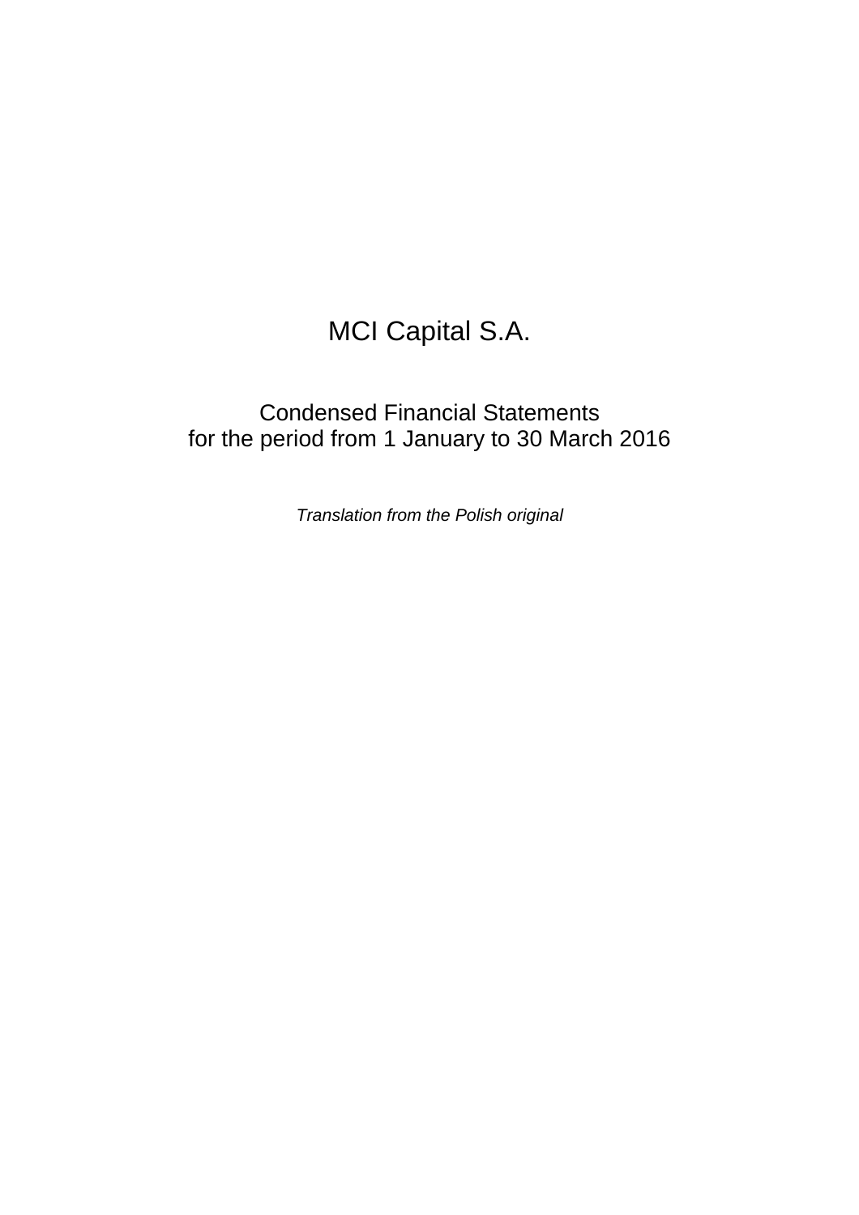# MCI Capital S.A.

## Condensed Financial Statements for the period from 1 January to 30 March 2016

*Translation from the Polish original*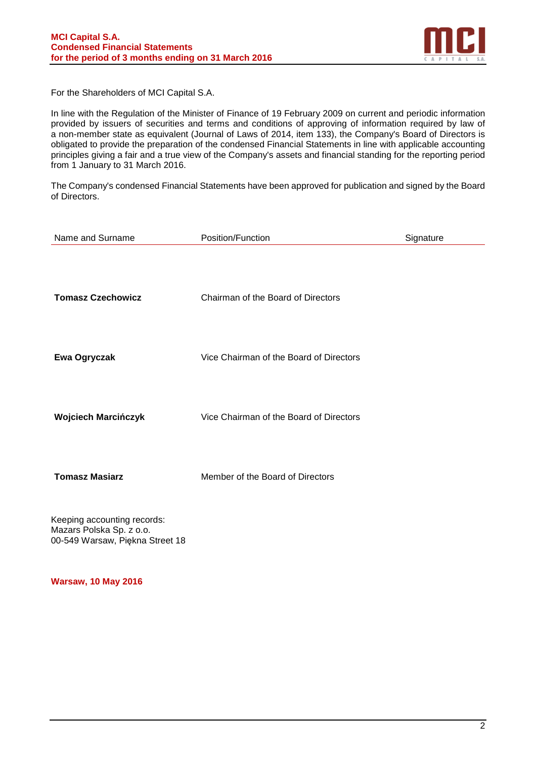For the Shareholders of MCI Capital S.A.

In line with the Regulation of the Minister of Finance of 19 February 2009 on current and periodic information provided by issuers of securities and terms and conditions of approving of information required by law of a non-member state as equivalent (Journal of Laws of 2014, item 133), the Company's Board of Directors is obligated to provide the preparation of the condensed Financial Statements in line with applicable accounting principles giving a fair and a true view of the Company's assets and financial standing for the reporting period from 1 January to 31 March 2016.

The Company's condensed Financial Statements have been approved for publication and signed by the Board of Directors.

| Name and Surname | Position/Function | Signature |
|---|---|---|
| **Tomasz Czechowicz** | Chairman of the Board of Directors | |
| **Ewa Ogryczak** | Vice Chairman of the Board of Directors | |
| **Wojciech Marcińczyk** | Vice Chairman of the Board of Directors | |
| **Tomasz Masiarz** | Member of the Board of Directors | |

Keeping accounting records:
Mazars Polska Sp. z o.o.
00-549 Warsaw, Piękna Street 18

**Warsaw, 10 May 2016**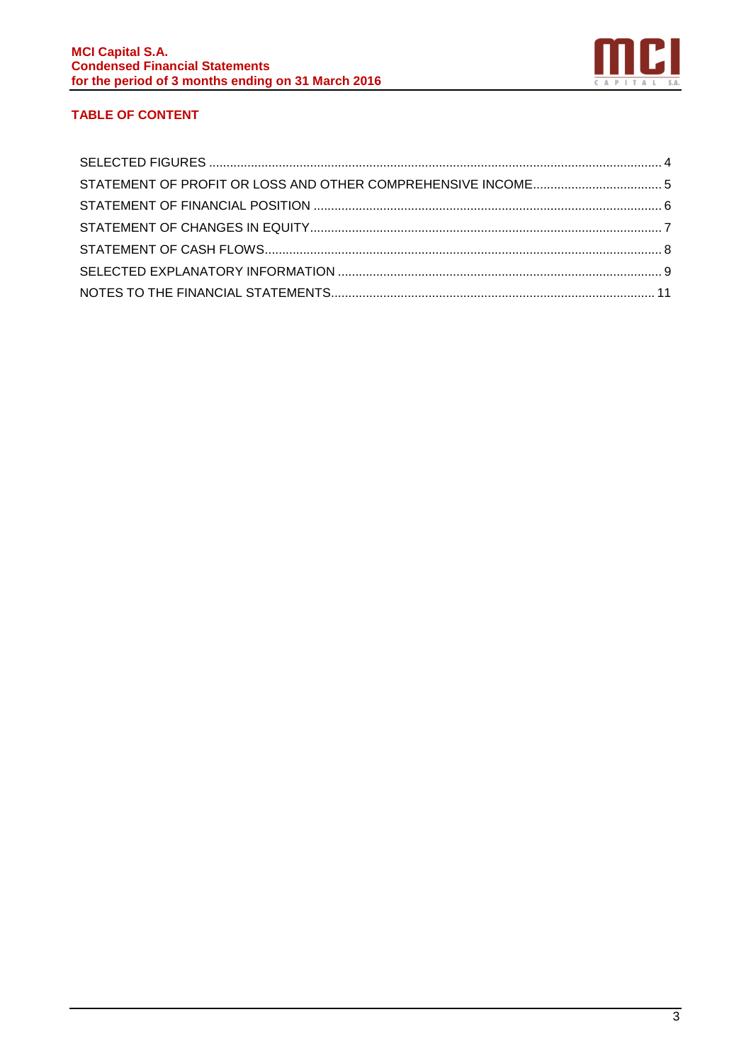## TABLE OF CONTENT

SELECTED FIGURES ........ 4

STATEMENT OF PROFIT OR LOSS AND OTHER COMPREHENSIVE INCOME ........ 5

STATEMENT OF FINANCIAL POSITION ........ 6

STATEMENT OF CHANGES IN EQUITY ........ 7

STATEMENT OF CASH FLOWS ........ 8

SELECTED EXPLANATORY INFORMATION ........ 9

NOTES TO THE FINANCIAL STATEMENTS ........ 11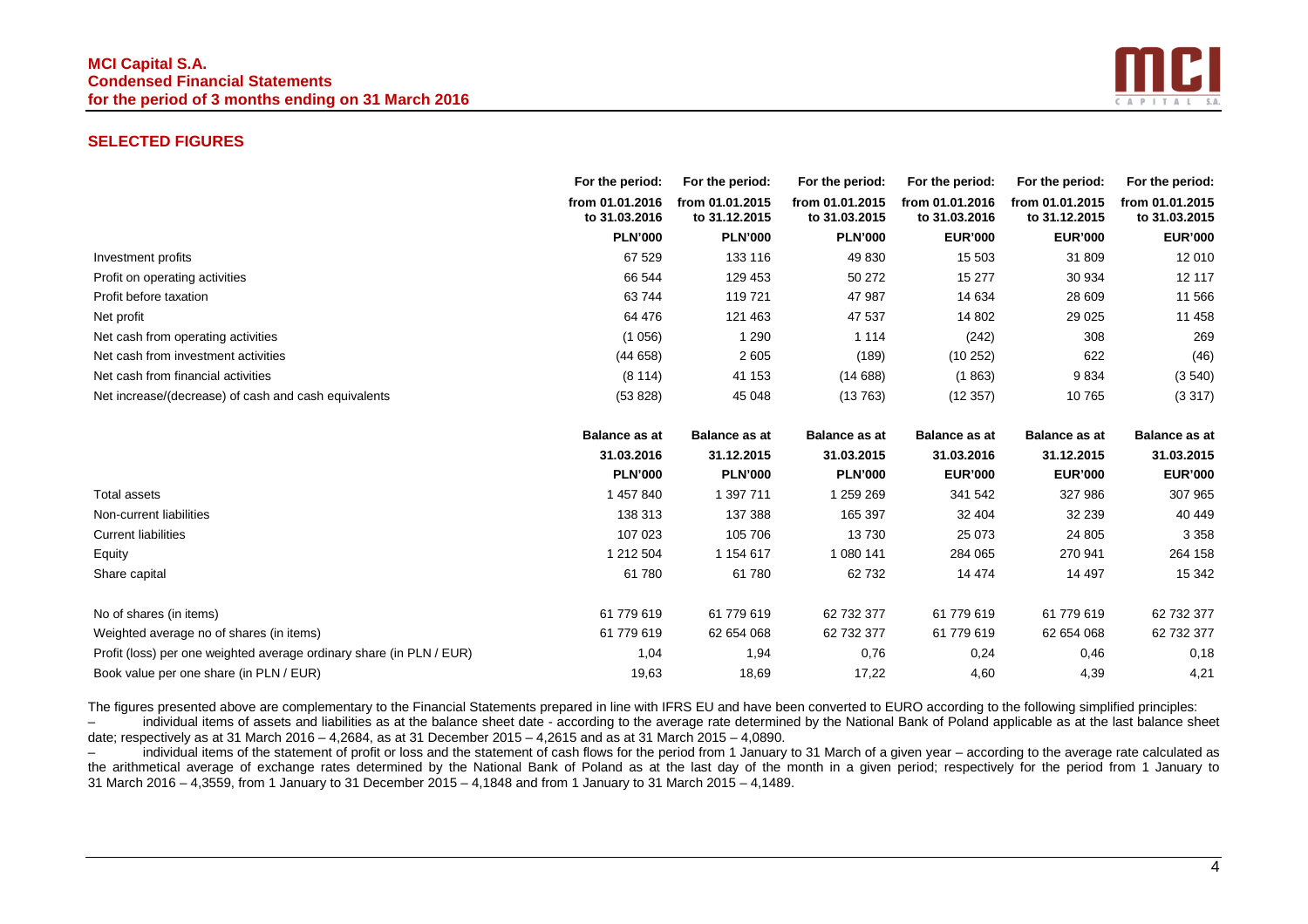## SELECTED FIGURES

| | For the period: from 01.01.2016 to 31.03.2016 | For the period: from 01.01.2015 to 31.12.2015 | For the period: from 01.01.2015 to 31.03.2015 | For the period: from 01.01.2016 to 31.03.2016 | For the period: from 01.01.2015 to 31.12.2015 | For the period: from 01.01.2015 to 31.03.2015 |
|---|---|---|---|---|---|---|
| | **PLN'000** | **PLN'000** | **PLN'000** | **EUR'000** | **EUR'000** | **EUR'000** |
| Investment profits | 67 529 | 133 116 | 49 830 | 15 503 | 31 809 | 12 010 |
| Profit on operating activities | 66 544 | 129 453 | 50 272 | 15 277 | 30 934 | 12 117 |
| Profit before taxation | 63 744 | 119 721 | 47 987 | 14 634 | 28 609 | 11 566 |
| Net profit | 64 476 | 121 463 | 47 537 | 14 802 | 29 025 | 11 458 |
| Net cash from operating activities | (1 056) | 1 290 | 1 114 | (242) | 308 | 269 |
| Net cash from investment activities | (44 658) | 2 605 | (189) | (10 252) | 622 | (46) |
| Net cash from financial activities | (8 114) | 41 153 | (14 688) | (1 863) | 9 834 | (3 540) |
| Net increase/(decrease) of cash and cash equivalents | (53 828) | 45 048 | (13 763) | (12 357) | 10 765 | (3 317) |

| | Balance as at 31.03.2016 | Balance as at 31.12.2015 | Balance as at 31.03.2015 | Balance as at 31.03.2016 | Balance as at 31.12.2015 | Balance as at 31.03.2015 |
|---|---|---|---|---|---|---|
| | **PLN'000** | **PLN'000** | **PLN'000** | **EUR'000** | **EUR'000** | **EUR'000** |
| Total assets | 1 457 840 | 1 397 711 | 1 259 269 | 341 542 | 327 986 | 307 965 |
| Non-current liabilities | 138 313 | 137 388 | 165 397 | 32 404 | 32 239 | 40 449 |
| Current liabilities | 107 023 | 105 706 | 13 730 | 25 073 | 24 805 | 3 358 |
| Equity | 1 212 504 | 1 154 617 | 1 080 141 | 284 065 | 270 941 | 264 158 |
| Share capital | 61 780 | 61 780 | 62 732 | 14 474 | 14 497 | 15 342 |
| No of shares (in items) | 61 779 619 | 61 779 619 | 62 732 377 | 61 779 619 | 61 779 619 | 62 732 377 |
| Weighted average no of shares (in items) | 61 779 619 | 62 654 068 | 62 732 377 | 61 779 619 | 62 654 068 | 62 732 377 |
| Profit (loss) per one weighted average ordinary share (in PLN / EUR) | 1,04 | 1,94 | 0,76 | 0,24 | 0,46 | 0,18 |
| Book value per one share (in PLN / EUR) | 19,63 | 18,69 | 17,22 | 4,60 | 4,39 | 4,21 |

The figures presented above are complementary to the Financial Statements prepared in line with IFRS EU and have been converted to EURO according to the following simplified principles:

– individual items of assets and liabilities as at the balance sheet date - according to the average rate determined by the National Bank of Poland applicable as at the last balance sheet date; respectively as at 31 March 2016 – 4,2684, as at 31 December 2015 – 4,2615 and as at 31 March 2015 – 4,0890.

– individual items of the statement of profit or loss and the statement of cash flows for the period from 1 January to 31 March of a given year – according to the average rate calculated as the arithmetical average of exchange rates determined by the National Bank of Poland as at the last day of the month in a given period; respectively for the period from 1 January to 31 March 2016 – 4,3559, from 1 January to 31 December 2015 – 4,1848 and from 1 January to 31 March 2015 – 4,1489.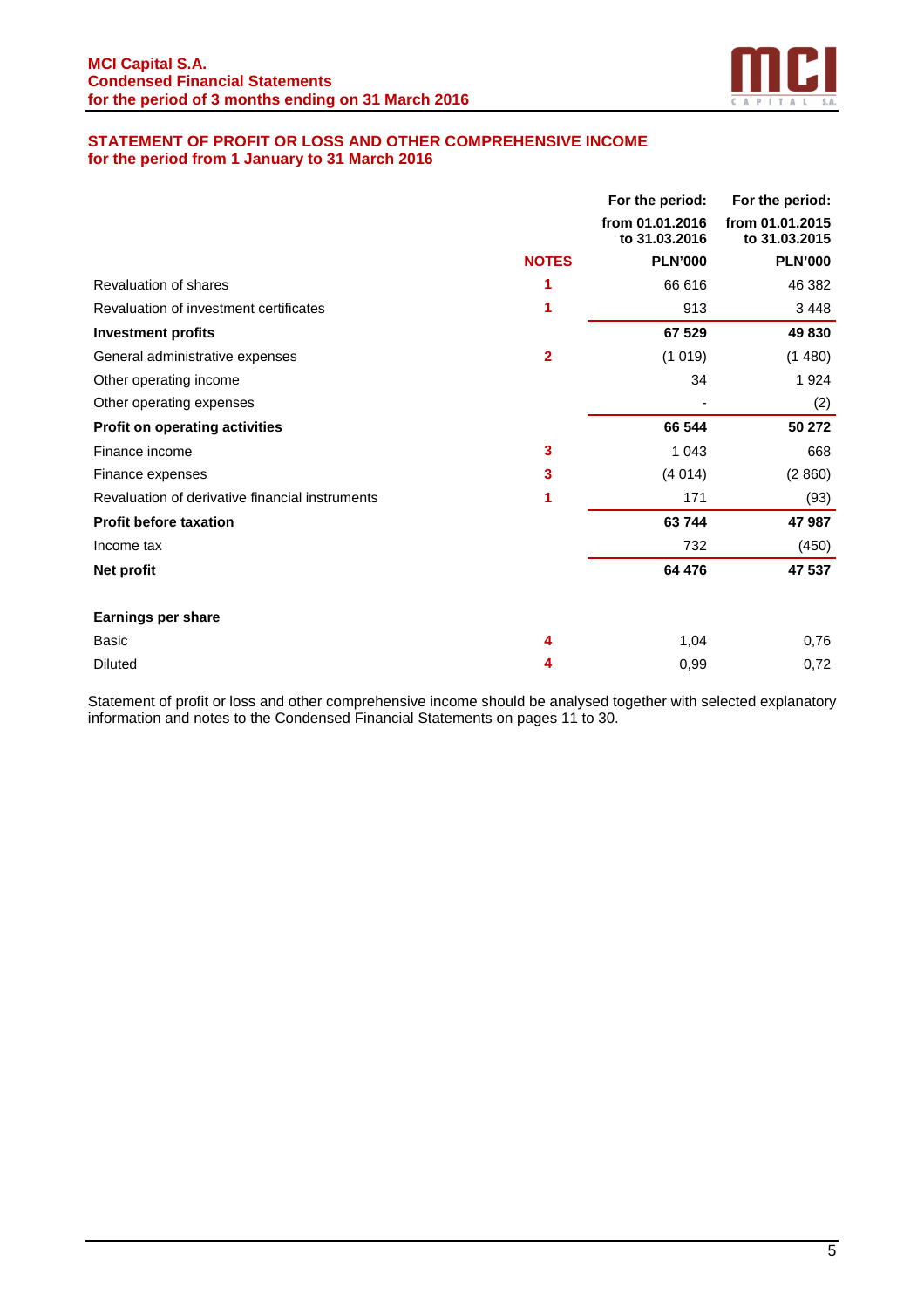## STATEMENT OF PROFIT OR LOSS AND OTHER COMPREHENSIVE INCOME
## for the period from 1 January to 31 March 2016

| | NOTES | For the period: from 01.01.2016 to 31.03.2016 PLN'000 | For the period: from 01.01.2015 to 31.03.2015 PLN'000 |
|---|---|---|---|
| Revaluation of shares | 1 | 66 616 | 46 382 |
| Revaluation of investment certificates | 1 | 913 | 3 448 |
| **Investment profits** | | **67 529** | **49 830** |
| General administrative expenses | 2 | (1 019) | (1 480) |
| Other operating income | | 34 | 1 924 |
| Other operating expenses | | - | (2) |
| **Profit on operating activities** | | **66 544** | **50 272** |
| Finance income | 3 | 1 043 | 668 |
| Finance expenses | 3 | (4 014) | (2 860) |
| Revaluation of derivative financial instruments | 1 | 171 | (93) |
| **Profit before taxation** | | **63 744** | **47 987** |
| Income tax | | 732 | (450) |
| **Net profit** | | **64 476** | **47 537** |
| | | | |
| **Earnings per share** | | | |
| Basic | 4 | 1,04 | 0,76 |
| Diluted | 4 | 0,99 | 0,72 |

Statement of profit or loss and other comprehensive income should be analysed together with selected explanatory information and notes to the Condensed Financial Statements on pages 11 to 30.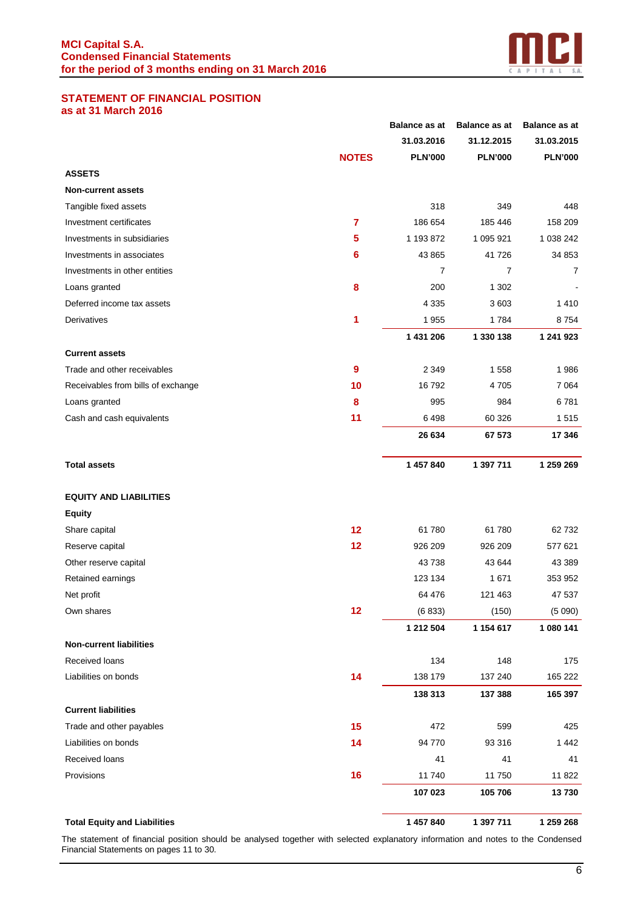## STATEMENT OF FINANCIAL POSITION
### as at 31 March 2016

| | NOTES | Balance as at 31.03.2016 PLN'000 | Balance as at 31.12.2015 PLN'000 | Balance as at 31.03.2015 PLN'000 |
|---|---|---|---|---|
| **ASSETS** | | | | |
| **Non-current assets** | | | | |
| Tangible fixed assets | | 318 | 349 | 448 |
| Investment certificates | 7 | 186 654 | 185 446 | 158 209 |
| Investments in subsidiaries | 5 | 1 193 872 | 1 095 921 | 1 038 242 |
| Investments in associates | 6 | 43 865 | 41 726 | 34 853 |
| Investments in other entities | | 7 | 7 | 7 |
| Loans granted | 8 | 200 | 1 302 | - |
| Deferred income tax assets | | 4 335 | 3 603 | 1 410 |
| Derivatives | 1 | 1 955 | 1 784 | 8 754 |
| | | **1 431 206** | **1 330 138** | **1 241 923** |
| **Current assets** | | | | |
| Trade and other receivables | 9 | 2 349 | 1 558 | 1 986 |
| Receivables from bills of exchange | 10 | 16 792 | 4 705 | 7 064 |
| Loans granted | 8 | 995 | 984 | 6 781 |
| Cash and cash equivalents | 11 | 6 498 | 60 326 | 1 515 |
| | | **26 634** | **67 573** | **17 346** |
| **Total assets** | | **1 457 840** | **1 397 711** | **1 259 269** |
| **EQUITY AND LIABILITIES** | | | | |
| **Equity** | | | | |
| Share capital | 12 | 61 780 | 61 780 | 62 732 |
| Reserve capital | 12 | 926 209 | 926 209 | 577 621 |
| Other reserve capital | | 43 738 | 43 644 | 43 389 |
| Retained earnings | | 123 134 | 1 671 | 353 952 |
| Net profit | | 64 476 | 121 463 | 47 537 |
| Own shares | 12 | (6 833) | (150) | (5 090) |
| | | **1 212 504** | **1 154 617** | **1 080 141** |
| **Non-current liabilities** | | | | |
| Received loans | | 134 | 148 | 175 |
| Liabilities on bonds | 14 | 138 179 | 137 240 | 165 222 |
| | | **138 313** | **137 388** | **165 397** |
| **Current liabilities** | | | | |
| Trade and other payables | 15 | 472 | 599 | 425 |
| Liabilities on bonds | 14 | 94 770 | 93 316 | 1 442 |
| Received loans | | 41 | 41 | 41 |
| Provisions | 16 | 11 740 | 11 750 | 11 822 |
| | | **107 023** | **105 706** | **13 730** |
| **Total Equity and Liabilities** | | **1 457 840** | **1 397 711** | **1 259 268** |

The statement of financial position should be analysed together with selected explanatory information and notes to the Condensed Financial Statements on pages 11 to 30.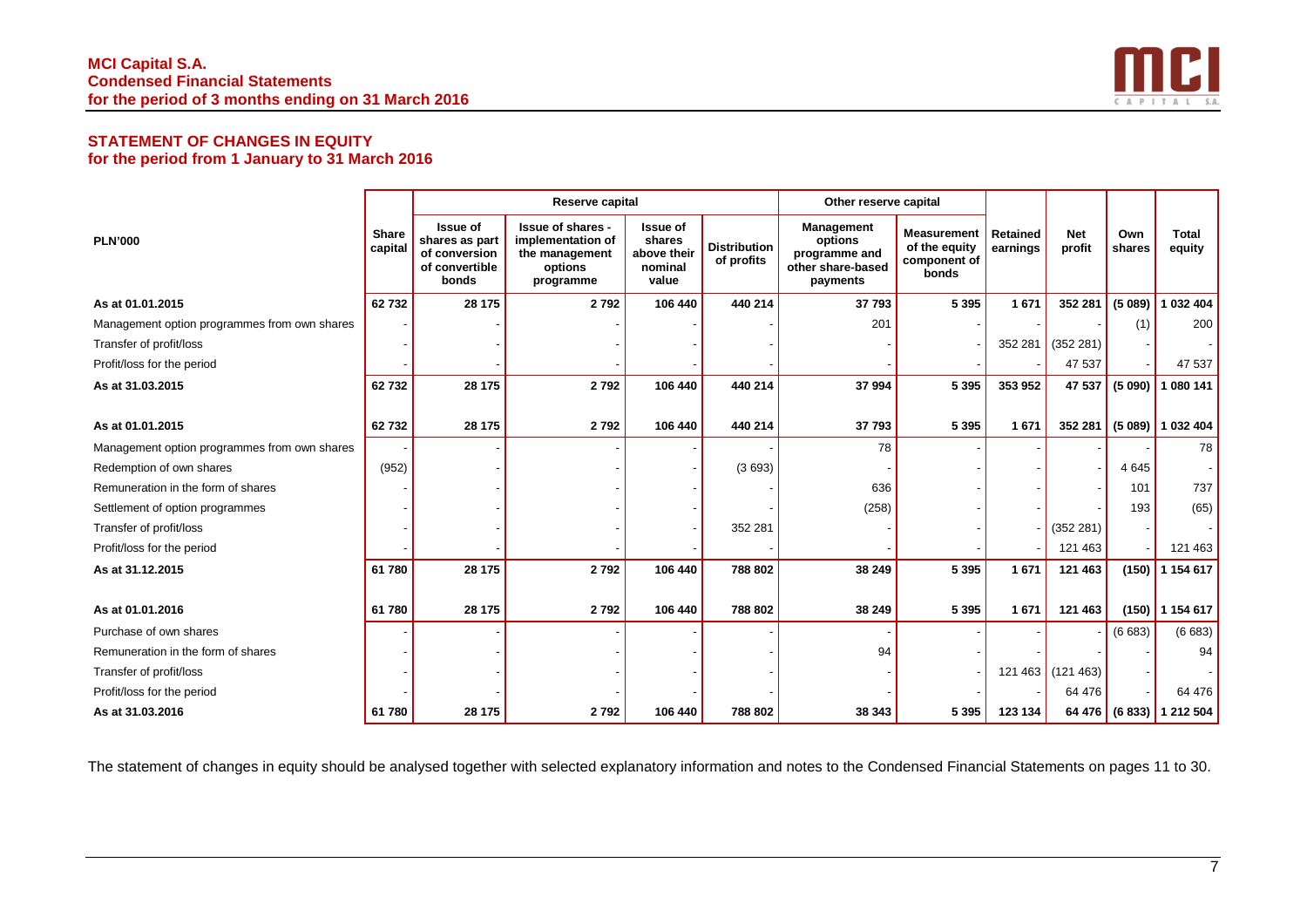## STATEMENT OF CHANGES IN EQUITY
### for the period from 1 January to 31 March 2016

| PLN'000 | Share capital | Reserve capital | | | | Other reserve capital | | Retained earnings | Net profit | Own shares | Total equity |
|---|---|---|---|---|---|---|---|---|---|---|---|
| | | Issue of shares as part of conversion of convertible bonds | Issue of shares - implementation of the management options programme | Issue of shares above their nominal value | Distribution of profits | Management options programme and other share-based payments | Measurement of the equity component of bonds | | | | |
| **As at 01.01.2015** | **62 732** | **28 175** | **2 792** | **106 440** | **440 214** | **37 793** | **5 395** | **1 671** | **352 281** | **(5 089)** | **1 032 404** |
| Management option programmes from own shares | - | - | - | - | - | 201 | - | - | - | (1) | 200 |
| Transfer of profit/loss | - | - | - | - | - | - | - | 352 281 | (352 281) | - | - |
| Profit/loss for the period | - | - | - | - | - | - | - | - | 47 537 | - | 47 537 |
| **As at 31.03.2015** | **62 732** | **28 175** | **2 792** | **106 440** | **440 214** | **37 994** | **5 395** | **353 952** | **47 537** | **(5 090)** | **1 080 141** |
| | | | | | | | | | | | |
| **As at 01.01.2015** | **62 732** | **28 175** | **2 792** | **106 440** | **440 214** | **37 793** | **5 395** | **1 671** | **352 281** | **(5 089)** | **1 032 404** |
| Management option programmes from own shares | - | - | - | - | - | 78 | - | - | - | - | 78 |
| Redemption of own shares | (952) | - | - | - | (3 693) | - | - | - | - | 4 645 | - |
| Remuneration in the form of shares | - | - | - | - | - | 636 | - | - | - | 101 | 737 |
| Settlement of option programmes | - | - | - | - | - | (258) | - | - | - | 193 | (65) |
| Transfer of profit/loss | - | - | - | - | 352 281 | - | - | - | (352 281) | - | - |
| Profit/loss for the period | - | - | - | - | - | - | - | - | 121 463 | - | 121 463 |
| **As at 31.12.2015** | **61 780** | **28 175** | **2 792** | **106 440** | **788 802** | **38 249** | **5 395** | **1 671** | **121 463** | **(150)** | **1 154 617** |
| | | | | | | | | | | | |
| **As at 01.01.2016** | **61 780** | **28 175** | **2 792** | **106 440** | **788 802** | **38 249** | **5 395** | **1 671** | **121 463** | **(150)** | **1 154 617** |
| Purchase of own shares | - | - | - | - | - | - | - | - | - | (6 683) | (6 683) |
| Remuneration in the form of shares | - | - | - | - | - | 94 | - | - | - | - | 94 |
| Transfer of profit/loss | - | - | - | - | - | - | - | 121 463 | (121 463) | - | - |
| Profit/loss for the period | - | - | - | - | - | - | - | - | 64 476 | - | 64 476 |
| **As at 31.03.2016** | **61 780** | **28 175** | **2 792** | **106 440** | **788 802** | **38 343** | **5 395** | **123 134** | **64 476** | **(6 833)** | **1 212 504** |

The statement of changes in equity should be analysed together with selected explanatory information and notes to the Condensed Financial Statements on pages 11 to 30.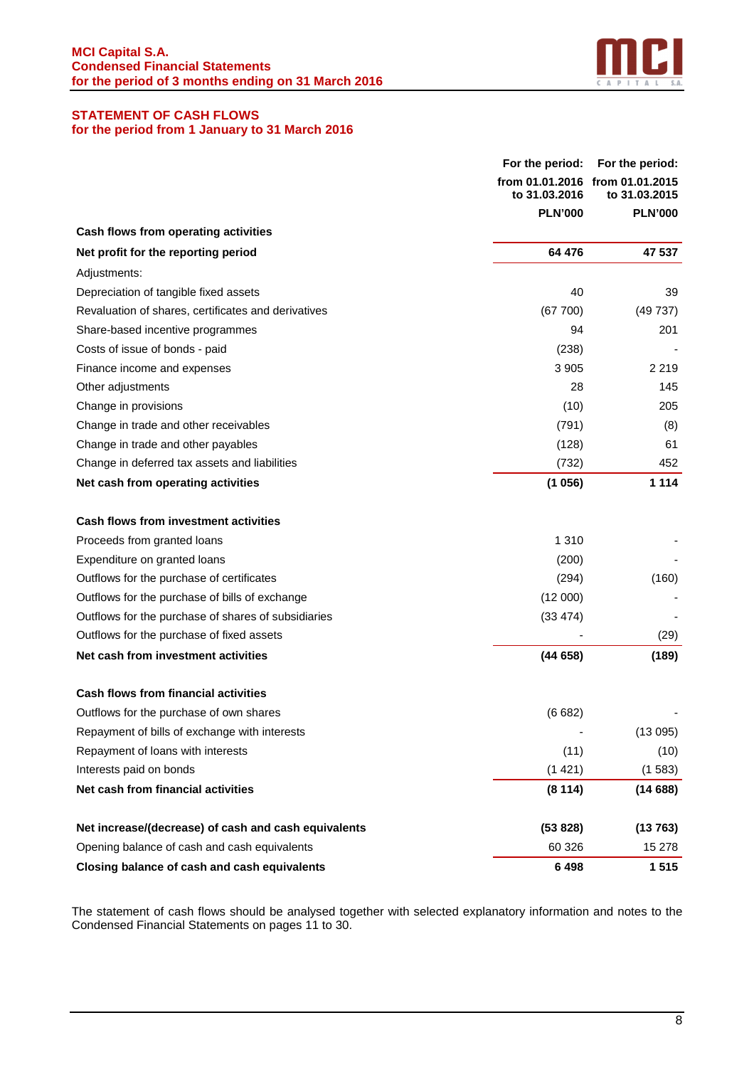## STATEMENT OF CASH FLOWS
### for the period from 1 January to 31 March 2016

| | For the period: from 01.01.2016 to 31.03.2016 PLN'000 | For the period: from 01.01.2015 to 31.03.2015 PLN'000 |
|---|---|---|
| **Cash flows from operating activities** | | |
| **Net profit for the reporting period** | **64 476** | **47 537** |
| Adjustments: | | |
| Depreciation of tangible fixed assets | 40 | 39 |
| Revaluation of shares, certificates and derivatives | (67 700) | (49 737) |
| Share-based incentive programmes | 94 | 201 |
| Costs of issue of bonds - paid | (238) | - |
| Finance income and expenses | 3 905 | 2 219 |
| Other adjustments | 28 | 145 |
| Change in provisions | (10) | 205 |
| Change in trade and other receivables | (791) | (8) |
| Change in trade and other payables | (128) | 61 |
| Change in deferred tax assets and liabilities | (732) | 452 |
| **Net cash from operating activities** | **(1 056)** | **1 114** |
| | | |
| **Cash flows from investment activities** | | |
| Proceeds from granted loans | 1 310 | - |
| Expenditure on granted loans | (200) | - |
| Outflows for the purchase of certificates | (294) | (160) |
| Outflows for the purchase of bills of exchange | (12 000) | - |
| Outflows for the purchase of shares of subsidiaries | (33 474) | - |
| Outflows for the purchase of fixed assets | - | (29) |
| **Net cash from investment activities** | **(44 658)** | **(189)** |
| | | |
| **Cash flows from financial activities** | | |
| Outflows for the purchase of own shares | (6 682) | - |
| Repayment of bills of exchange with interests | - | (13 095) |
| Repayment of loans with interests | (11) | (10) |
| Interests paid on bonds | (1 421) | (1 583) |
| **Net cash from financial activities** | **(8 114)** | **(14 688)** |
| | | |
| **Net increase/(decrease) of cash and cash equivalents** | **(53 828)** | **(13 763)** |
| Opening balance of cash and cash equivalents | 60 326 | 15 278 |
| **Closing balance of cash and cash equivalents** | **6 498** | **1 515** |

The statement of cash flows should be analysed together with selected explanatory information and notes to the Condensed Financial Statements on pages 11 to 30.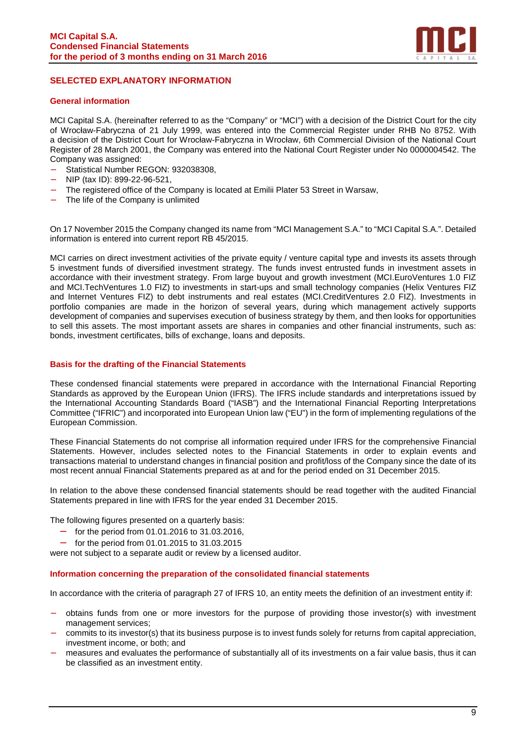## SELECTED EXPLANATORY INFORMATION

### General information

MCI Capital S.A. (hereinafter referred to as the "Company" or "MCI") with a decision of the District Court for the city of Wrocław-Fabryczna of 21 July 1999, was entered into the Commercial Register under RHB No 8752. With a decision of the District Court for Wrocław-Fabryczna in Wrocław, 6th Commercial Division of the National Court Register of 28 March 2001, the Company was entered into the National Court Register under No 0000004542. The Company was assigned:

- Statistical Number REGON: 932038308,
- NIP (tax ID): 899-22-96-521,
- The registered office of the Company is located at Emilii Plater 53 Street in Warsaw,
- The life of the Company is unlimited

On 17 November 2015 the Company changed its name from "MCI Management S.A." to "MCI Capital S.A.". Detailed information is entered into current report RB 45/2015.

MCI carries on direct investment activities of the private equity / venture capital type and invests its assets through 5 investment funds of diversified investment strategy. The funds invest entrusted funds in investment assets in accordance with their investment strategy. From large buyout and growth investment (MCI.EuroVentures 1.0 FIZ and MCI.TechVentures 1.0 FIZ) to investments in start-ups and small technology companies (Helix Ventures FIZ and Internet Ventures FIZ) to debt instruments and real estates (MCI.CreditVentures 2.0 FIZ). Investments in portfolio companies are made in the horizon of several years, during which management actively supports development of companies and supervises execution of business strategy by them, and then looks for opportunities to sell this assets. The most important assets are shares in companies and other financial instruments, such as: bonds, investment certificates, bills of exchange, loans and deposits.

### Basis for the drafting of the Financial Statements

These condensed financial statements were prepared in accordance with the International Financial Reporting Standards as approved by the European Union (IFRS). The IFRS include standards and interpretations issued by the International Accounting Standards Board ("IASB") and the International Financial Reporting Interpretations Committee ("IFRIC") and incorporated into European Union law ("EU") in the form of implementing regulations of the European Commission.

These Financial Statements do not comprise all information required under IFRS for the comprehensive Financial Statements. However, includes selected notes to the Financial Statements in order to explain events and transactions material to understand changes in financial position and profit/loss of the Company since the date of its most recent annual Financial Statements prepared as at and for the period ended on 31 December 2015.

In relation to the above these condensed financial statements should be read together with the audited Financial Statements prepared in line with IFRS for the year ended 31 December 2015.

The following figures presented on a quarterly basis:

- for the period from 01.01.2016 to 31.03.2016,
- for the period from 01.01.2015 to 31.03.2015

were not subject to a separate audit or review by a licensed auditor.

### Information concerning the preparation of the consolidated financial statements

In accordance with the criteria of paragraph 27 of IFRS 10, an entity meets the definition of an investment entity if:

- obtains funds from one or more investors for the purpose of providing those investor(s) with investment management services;
- commits to its investor(s) that its business purpose is to invest funds solely for returns from capital appreciation, investment income, or both; and
- measures and evaluates the performance of substantially all of its investments on a fair value basis, thus it can be classified as an investment entity.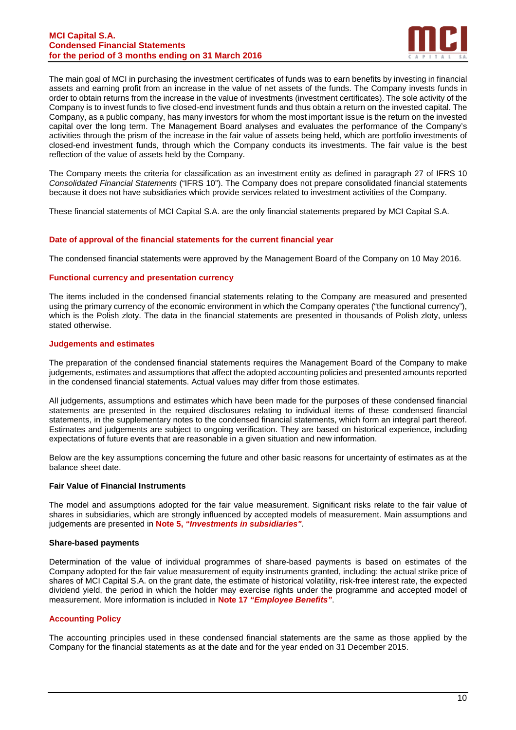The main goal of MCI in purchasing the investment certificates of funds was to earn benefits by investing in financial assets and earning profit from an increase in the value of net assets of the funds. The Company invests funds in order to obtain returns from the increase in the value of investments (investment certificates). The sole activity of the Company is to invest funds to five closed-end investment funds and thus obtain a return on the invested capital. The Company, as a public company, has many investors for whom the most important issue is the return on the invested capital over the long term. The Management Board analyses and evaluates the performance of the Company's activities through the prism of the increase in the fair value of assets being held, which are portfolio investments of closed-end investment funds, through which the Company conducts its investments. The fair value is the best reflection of the value of assets held by the Company.

The Company meets the criteria for classification as an investment entity as defined in paragraph 27 of IFRS 10 *Consolidated Financial Statements* ("IFRS 10"). The Company does not prepare consolidated financial statements because it does not have subsidiaries which provide services related to investment activities of the Company.

These financial statements of MCI Capital S.A. are the only financial statements prepared by MCI Capital S.A.

## Date of approval of the financial statements for the current financial year

The condensed financial statements were approved by the Management Board of the Company on 10 May 2016.

## Functional currency and presentation currency

The items included in the condensed financial statements relating to the Company are measured and presented using the primary currency of the economic environment in which the Company operates ("the functional currency"), which is the Polish zloty. The data in the financial statements are presented in thousands of Polish zloty, unless stated otherwise.

## Judgements and estimates

The preparation of the condensed financial statements requires the Management Board of the Company to make judgements, estimates and assumptions that affect the adopted accounting policies and presented amounts reported in the condensed financial statements. Actual values may differ from those estimates.

All judgements, assumptions and estimates which have been made for the purposes of these condensed financial statements are presented in the required disclosures relating to individual items of these condensed financial statements, in the supplementary notes to the condensed financial statements, which form an integral part thereof. Estimates and judgements are subject to ongoing verification. They are based on historical experience, including expectations of future events that are reasonable in a given situation and new information.

Below are the key assumptions concerning the future and other basic reasons for uncertainty of estimates as at the balance sheet date.

### Fair Value of Financial Instruments

The model and assumptions adopted for the fair value measurement. Significant risks relate to the fair value of shares in subsidiaries, which are strongly influenced by accepted models of measurement. Main assumptions and judgements are presented in **Note 5, *"Investments in subsidiaries"***.

### Share-based payments

Determination of the value of individual programmes of share-based payments is based on estimates of the Company adopted for the fair value measurement of equity instruments granted, including: the actual strike price of shares of MCI Capital S.A. on the grant date, the estimate of historical volatility, risk-free interest rate, the expected dividend yield, the period in which the holder may exercise rights under the programme and accepted model of measurement. More information is included in **Note 17 *"Employee Benefits"***.

## Accounting Policy

The accounting principles used in these condensed financial statements are the same as those applied by the Company for the financial statements as at the date and for the year ended on 31 December 2015.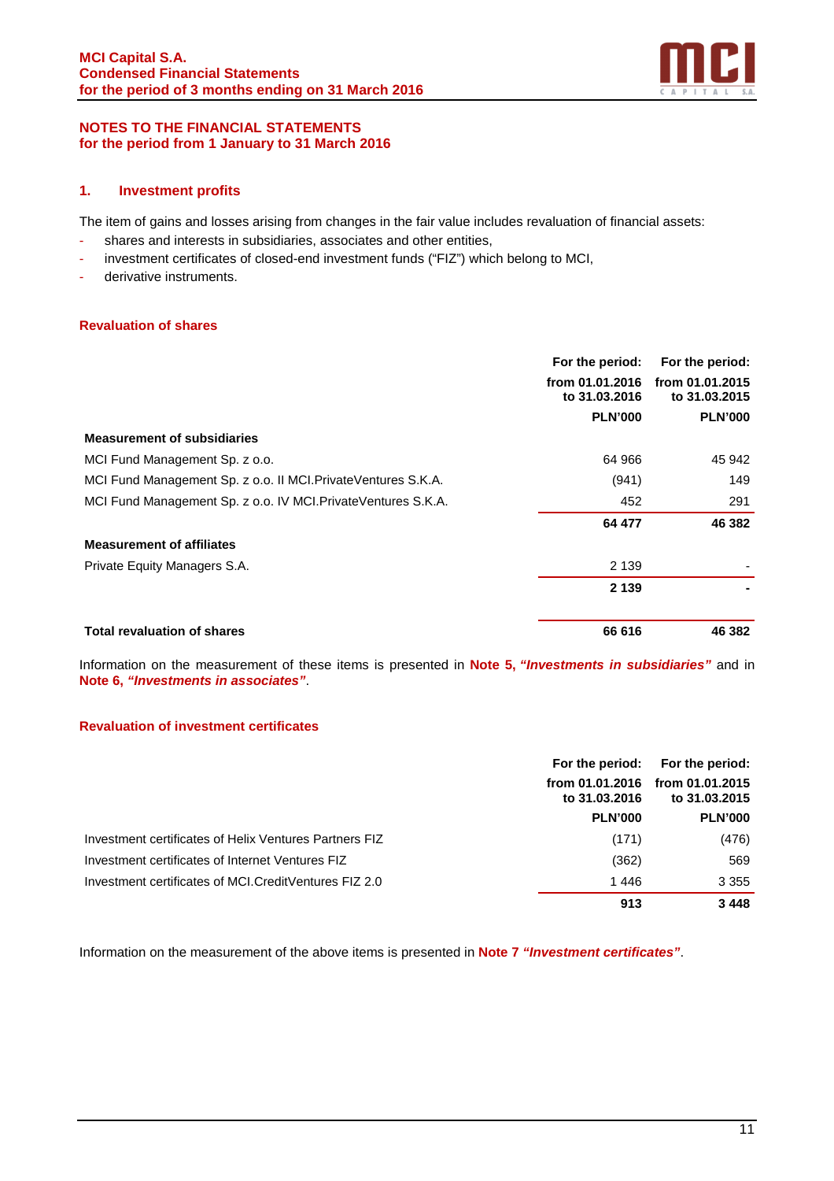## NOTES TO THE FINANCIAL STATEMENTS
## for the period from 1 January to 31 March 2016

### 1. Investment profits

The item of gains and losses arising from changes in the fair value includes revaluation of financial assets:

- shares and interests in subsidiaries, associates and other entities,
- investment certificates of closed-end investment funds ("FIZ") which belong to MCI,
- derivative instruments.

#### Revaluation of shares

| | For the period: from 01.01.2016 to 31.03.2016 PLN'000 | For the period: from 01.01.2015 to 31.03.2015 PLN'000 |
|---|---|---|
| **Measurement of subsidiaries** | | |
| MCI Fund Management Sp. z o.o. | 64 966 | 45 942 |
| MCI Fund Management Sp. z o.o. II MCI.PrivateVentures S.K.A. | (941) | 149 |
| MCI Fund Management Sp. z o.o. IV MCI.PrivateVentures S.K.A. | 452 | 291 |
| | **64 477** | **46 382** |
| **Measurement of affiliates** | | |
| Private Equity Managers S.A. | 2 139 | - |
| | **2 139** | **-** |
| **Total revaluation of shares** | **66 616** | **46 382** |

Information on the measurement of these items is presented in **Note 5, *"Investments in subsidiaries"*** and in **Note 6, *"Investments in associates"***.

#### Revaluation of investment certificates

| | For the period: from 01.01.2016 to 31.03.2016 PLN'000 | For the period: from 01.01.2015 to 31.03.2015 PLN'000 |
|---|---|---|
| Investment certificates of Helix Ventures Partners FIZ | (171) | (476) |
| Investment certificates of Internet Ventures FIZ | (362) | 569 |
| Investment certificates of MCI.CreditVentures FIZ 2.0 | 1 446 | 3 355 |
| | **913** | **3 448** |

Information on the measurement of the above items is presented in **Note 7 *"Investment certificates"***.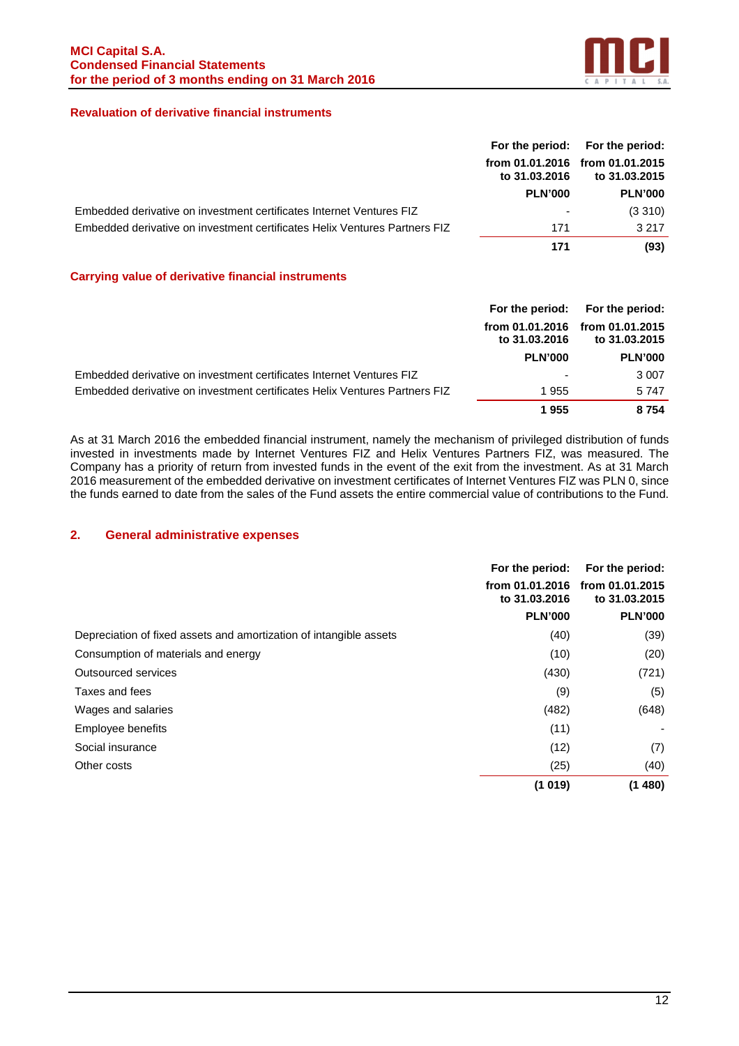### Revaluation of derivative financial instruments

| | For the period: from 01.01.2016 to 31.03.2016 | For the period: from 01.01.2015 to 31.03.2015 |
|---|---|---|
| | PLN'000 | PLN'000 |
| Embedded derivative on investment certificates Internet Ventures FIZ | - | (3 310) |
| Embedded derivative on investment certificates Helix Ventures Partners FIZ | 171 | 3 217 |
| | **171** | **(93)** |

### Carrying value of derivative financial instruments

| | For the period: from 01.01.2016 to 31.03.2016 | For the period: from 01.01.2015 to 31.03.2015 |
|---|---|---|
| | PLN'000 | PLN'000 |
| Embedded derivative on investment certificates Internet Ventures FIZ | - | 3 007 |
| Embedded derivative on investment certificates Helix Ventures Partners FIZ | 1 955 | 5 747 |
| | **1 955** | **8 754** |

As at 31 March 2016 the embedded financial instrument, namely the mechanism of privileged distribution of funds invested in investments made by Internet Ventures FIZ and Helix Ventures Partners FIZ, was measured. The Company has a priority of return from invested funds in the event of the exit from the investment. As at 31 March 2016 measurement of the embedded derivative on investment certificates of Internet Ventures FIZ was PLN 0, since the funds earned to date from the sales of the Fund assets the entire commercial value of contributions to the Fund.

## 2. General administrative expenses

| | For the period: from 01.01.2016 to 31.03.2016 | For the period: from 01.01.2015 to 31.03.2015 |
|---|---|---|
| | PLN'000 | PLN'000 |
| Depreciation of fixed assets and amortization of intangible assets | (40) | (39) |
| Consumption of materials and energy | (10) | (20) |
| Outsourced services | (430) | (721) |
| Taxes and fees | (9) | (5) |
| Wages and salaries | (482) | (648) |
| Employee benefits | (11) | - |
| Social insurance | (12) | (7) |
| Other costs | (25) | (40) |
| | **(1 019)** | **(1 480)** |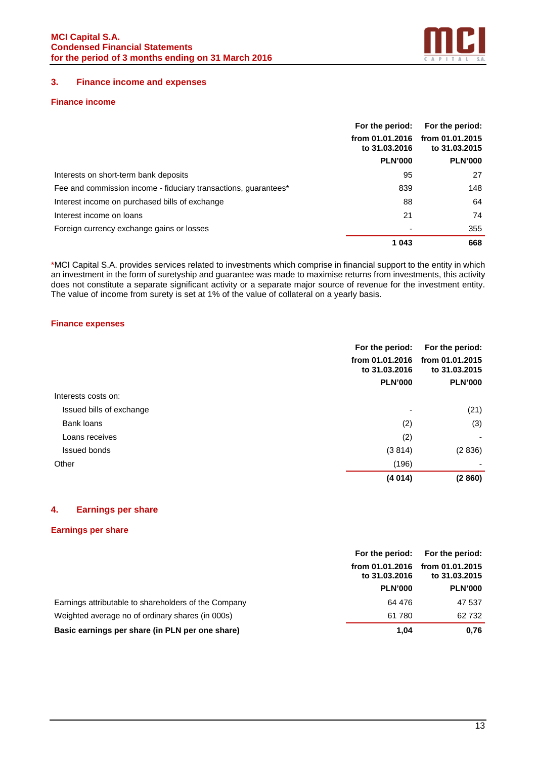## 3. Finance income and expenses

### Finance income

| | For the period: from 01.01.2016 to 31.03.2016 PLN'000 | For the period: from 01.01.2015 to 31.03.2015 PLN'000 |
|---|---|---|
| Interests on short-term bank deposits | 95 | 27 |
| Fee and commission income - fiduciary transactions, guarantees* | 839 | 148 |
| Interest income on purchased bills of exchange | 88 | 64 |
| Interest income on loans | 21 | 74 |
| Foreign currency exchange gains or losses | - | 355 |
| | **1 043** | **668** |

*MCI Capital S.A. provides services related to investments which comprise in financial support to the entity in which an investment in the form of suretyship and guarantee was made to maximise returns from investments, this activity does not constitute a separate significant activity or a separate major source of revenue for the investment entity. The value of income from surety is set at 1% of the value of collateral on a yearly basis.

### Finance expenses

| | For the period: from 01.01.2016 to 31.03.2016 PLN'000 | For the period: from 01.01.2015 to 31.03.2015 PLN'000 |
|---|---|---|
| Interests costs on: | | |
| Issued bills of exchange | - | (21) |
| Bank loans | (2) | (3) |
| Loans receives | (2) | - |
| Issued bonds | (3 814) | (2 836) |
| Other | (196) | - |
| | **(4 014)** | **(2 860)** |

## 4. Earnings per share

### Earnings per share

| | For the period: from 01.01.2016 to 31.03.2016 PLN'000 | For the period: from 01.01.2015 to 31.03.2015 PLN'000 |
|---|---|---|
| Earnings attributable to shareholders of the Company | 64 476 | 47 537 |
| Weighted average no of ordinary shares (in 000s) | 61 780 | 62 732 |
| **Basic earnings per share (in PLN per one share)** | **1,04** | **0,76** |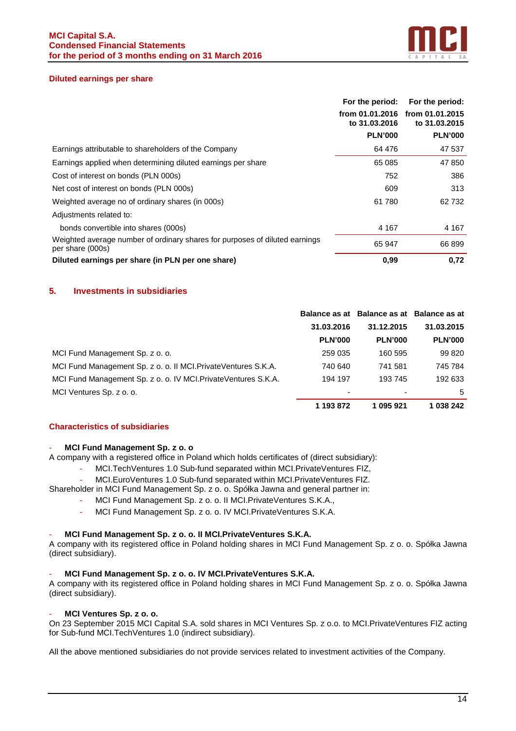### Diluted earnings per share

| | For the period: from 01.01.2016 to 31.03.2016 | For the period: from 01.01.2015 to 31.03.2015 |
|---|---|---|
| | PLN'000 | PLN'000 |
| Earnings attributable to shareholders of the Company | 64 476 | 47 537 |
| Earnings applied when determining diluted earnings per share | 65 085 | 47 850 |
| Cost of interest on bonds (PLN 000s) | 752 | 386 |
| Net cost of interest on bonds (PLN 000s) | 609 | 313 |
| Weighted average no of ordinary shares (in 000s) | 61 780 | 62 732 |
| Adjustments related to: | | |
| bonds convertible into shares (000s) | 4 167 | 4 167 |
| Weighted average number of ordinary shares for purposes of diluted earnings per share (000s) | 65 947 | 66 899 |
| **Diluted earnings per share (in PLN per one share)** | **0,99** | **0,72** |

## 5. Investments in subsidiaries

| | Balance as at 31.03.2016 | Balance as at 31.12.2015 | Balance as at 31.03.2015 |
|---|---|---|---|
| | PLN'000 | PLN'000 | PLN'000 |
| MCI Fund Management Sp. z o. o. | 259 035 | 160 595 | 99 820 |
| MCI Fund Management Sp. z o. o. II MCI.PrivateVentures S.K.A. | 740 640 | 741 581 | 745 784 |
| MCI Fund Management Sp. z o. o. IV MCI.PrivateVentures S.K.A. | 194 197 | 193 745 | 192 633 |
| MCI Ventures Sp. z o. o. | - | - | 5 |
| | **1 193 872** | **1 095 921** | **1 038 242** |

### Characteristics of subsidiaries

- **MCI Fund Management Sp. z o. o**

A company with a registered office in Poland which holds certificates of (direct subsidiary):

- MCI.TechVentures 1.0 Sub-fund separated within MCI.PrivateVentures FIZ,
- MCI.EuroVentures 1.0 Sub-fund separated within MCI.PrivateVentures FIZ.

Shareholder in MCI Fund Management Sp. z o. o. Spółka Jawna and general partner in:

- MCI Fund Management Sp. z o. o. II MCI.PrivateVentures S.K.A.,
- MCI Fund Management Sp. z o. o. IV MCI.PrivateVentures S.K.A.

- **MCI Fund Management Sp. z o. o. II MCI.PrivateVentures S.K.A.**

A company with its registered office in Poland holding shares in MCI Fund Management Sp. z o. o. Spółka Jawna (direct subsidiary).

- **MCI Fund Management Sp. z o. o. IV MCI.PrivateVentures S.K.A.**

A company with its registered office in Poland holding shares in MCI Fund Management Sp. z o. o. Spółka Jawna (direct subsidiary).

- **MCI Ventures Sp. z o. o.**

On 23 September 2015 MCI Capital S.A. sold shares in MCI Ventures Sp. z o.o. to MCI.PrivateVentures FIZ acting for Sub-fund MCI.TechVentures 1.0 (indirect subsidiary).

All the above mentioned subsidiaries do not provide services related to investment activities of the Company.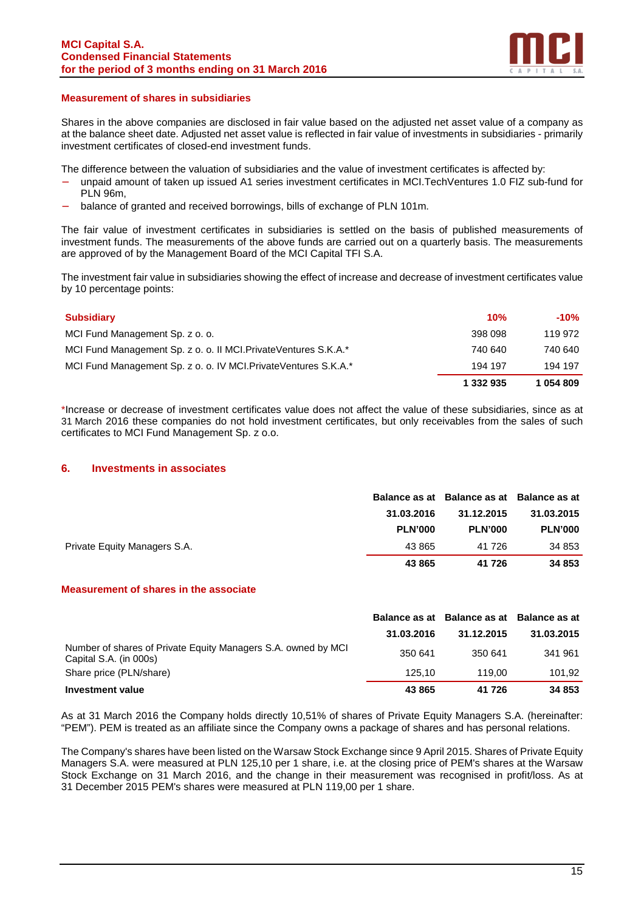### Measurement of shares in subsidiaries

Shares in the above companies are disclosed in fair value based on the adjusted net asset value of a company as at the balance sheet date. Adjusted net asset value is reflected in fair value of investments in subsidiaries - primarily investment certificates of closed-end investment funds.

The difference between the valuation of subsidiaries and the value of investment certificates is affected by:

- unpaid amount of taken up issued A1 series investment certificates in MCI.TechVentures 1.0 FIZ sub-fund for PLN 96m,
- balance of granted and received borrowings, bills of exchange of PLN 101m.

The fair value of investment certificates in subsidiaries is settled on the basis of published measurements of investment funds. The measurements of the above funds are carried out on a quarterly basis. The measurements are approved of by the Management Board of the MCI Capital TFI S.A.

The investment fair value in subsidiaries showing the effect of increase and decrease of investment certificates value by 10 percentage points:

| Subsidiary | 10% | -10% |
|---|---|---|
| MCI Fund Management Sp. z o. o. | 398 098 | 119 972 |
| MCI Fund Management Sp. z o. o. II MCI.PrivateVentures S.K.A.* | 740 640 | 740 640 |
| MCI Fund Management Sp. z o. o. IV MCI.PrivateVentures S.K.A.* | 194 197 | 194 197 |
| | **1 332 935** | **1 054 809** |

*Increase or decrease of investment certificates value does not affect the value of these subsidiaries, since as at 31 March 2016 these companies do not hold investment certificates, but only receivables from the sales of such certificates to MCI Fund Management Sp. z o.o.

## 6. Investments in associates

| | Balance as at 31.03.2016 PLN'000 | Balance as at 31.12.2015 PLN'000 | Balance as at 31.03.2015 PLN'000 |
|---|---|---|---|
| Private Equity Managers S.A. | 43 865 | 41 726 | 34 853 |
| | **43 865** | **41 726** | **34 853** |

### Measurement of shares in the associate

| | Balance as at 31.03.2016 | Balance as at 31.12.2015 | Balance as at 31.03.2015 |
|---|---|---|---|
| Number of shares of Private Equity Managers S.A. owned by MCI Capital S.A. (in 000s) | 350 641 | 350 641 | 341 961 |
| Share price (PLN/share) | 125,10 | 119,00 | 101,92 |
| **Investment value** | **43 865** | **41 726** | **34 853** |

As at 31 March 2016 the Company holds directly 10,51% of shares of Private Equity Managers S.A. (hereinafter: "PEM"). PEM is treated as an affiliate since the Company owns a package of shares and has personal relations.

The Company's shares have been listed on the Warsaw Stock Exchange since 9 April 2015. Shares of Private Equity Managers S.A. were measured at PLN 125,10 per 1 share, i.e. at the closing price of PEM's shares at the Warsaw Stock Exchange on 31 March 2016, and the change in their measurement was recognised in profit/loss. As at 31 December 2015 PEM's shares were measured at PLN 119,00 per 1 share.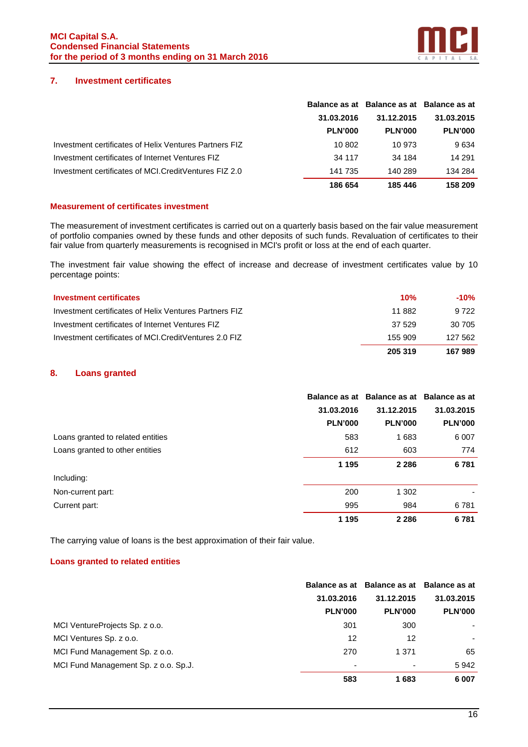## 7. Investment certificates

| | Balance as at 31.03.2016 PLN'000 | Balance as at 31.12.2015 PLN'000 | Balance as at 31.03.2015 PLN'000 |
|---|---|---|---|
| Investment certificates of Helix Ventures Partners FIZ | 10 802 | 10 973 | 9 634 |
| Investment certificates of Internet Ventures FIZ | 34 117 | 34 184 | 14 291 |
| Investment certificates of MCI.CreditVentures FIZ 2.0 | 141 735 | 140 289 | 134 284 |
| | **186 654** | **185 446** | **158 209** |

### Measurement of certificates investment

The measurement of investment certificates is carried out on a quarterly basis based on the fair value measurement of portfolio companies owned by these funds and other deposits of such funds. Revaluation of certificates to their fair value from quarterly measurements is recognised in MCI's profit or loss at the end of each quarter.

The investment fair value showing the effect of increase and decrease of investment certificates value by 10 percentage points:

| Investment certificates | 10% | -10% |
|---|---|---|
| Investment certificates of Helix Ventures Partners FIZ | 11 882 | 9 722 |
| Investment certificates of Internet Ventures FIZ | 37 529 | 30 705 |
| Investment certificates of MCI.CreditVentures 2.0 FIZ | 155 909 | 127 562 |
| | **205 319** | **167 989** |

## 8. Loans granted

| | Balance as at 31.03.2016 PLN'000 | Balance as at 31.12.2015 PLN'000 | Balance as at 31.03.2015 PLN'000 |
|---|---|---|---|
| Loans granted to related entities | 583 | 1 683 | 6 007 |
| Loans granted to other entities | 612 | 603 | 774 |
| | **1 195** | **2 286** | **6 781** |
| Including: | | | |
| Non-current part: | 200 | 1 302 | - |
| Current part: | 995 | 984 | 6 781 |
| | **1 195** | **2 286** | **6 781** |

The carrying value of loans is the best approximation of their fair value.

### Loans granted to related entities

| | Balance as at 31.03.2016 PLN'000 | Balance as at 31.12.2015 PLN'000 | Balance as at 31.03.2015 PLN'000 |
|---|---|---|---|
| MCI VentureProjects Sp. z o.o. | 301 | 300 | - |
| MCI Ventures Sp. z o.o. | 12 | 12 | - |
| MCI Fund Management Sp. z o.o. | 270 | 1 371 | 65 |
| MCI Fund Management Sp. z o.o. Sp.J. | - | - | 5 942 |
| | **583** | **1 683** | **6 007** |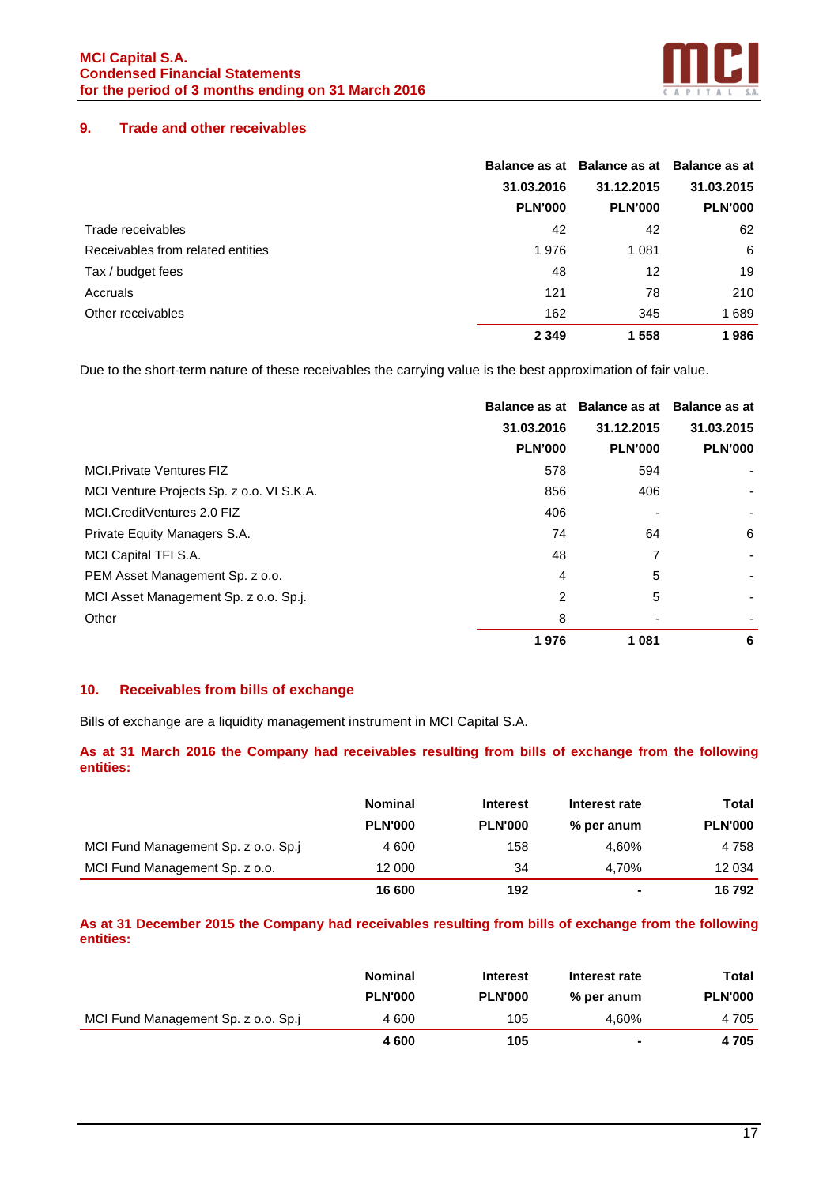## 9. Trade and other receivables

| | Balance as at 31.03.2016 PLN'000 | Balance as at 31.12.2015 PLN'000 | Balance as at 31.03.2015 PLN'000 |
|---|---|---|---|
| Trade receivables | 42 | 42 | 62 |
| Receivables from related entities | 1 976 | 1 081 | 6 |
| Tax / budget fees | 48 | 12 | 19 |
| Accruals | 121 | 78 | 210 |
| Other receivables | 162 | 345 | 1 689 |
| | **2 349** | **1 558** | **1 986** |

Due to the short-term nature of these receivables the carrying value is the best approximation of fair value.

| | Balance as at 31.03.2016 PLN'000 | Balance as at 31.12.2015 PLN'000 | Balance as at 31.03.2015 PLN'000 |
|---|---|---|---|
| MCI.Private Ventures FIZ | 578 | 594 | - |
| MCI Venture Projects Sp. z o.o. VI S.K.A. | 856 | 406 | - |
| MCI.CreditVentures 2.0 FIZ | 406 | - | - |
| Private Equity Managers S.A. | 74 | 64 | 6 |
| MCI Capital TFI S.A. | 48 | 7 | - |
| PEM Asset Management Sp. z o.o. | 4 | 5 | - |
| MCI Asset Management Sp. z o.o. Sp.j. | 2 | 5 | - |
| Other | 8 | - | - |
| | **1 976** | **1 081** | **6** |

## 10. Receivables from bills of exchange

Bills of exchange are a liquidity management instrument in MCI Capital S.A.

**As at 31 March 2016 the Company had receivables resulting from bills of exchange from the following entities:**

| | Nominal PLN'000 | Interest PLN'000 | Interest rate % per anum | Total PLN'000 |
|---|---|---|---|---|
| MCI Fund Management Sp. z o.o. Sp.j | 4 600 | 158 | 4,60% | 4 758 |
| MCI Fund Management Sp. z o.o. | 12 000 | 34 | 4,70% | 12 034 |
| | **16 600** | **192** | **-** | **16 792** |

**As at 31 December 2015 the Company had receivables resulting from bills of exchange from the following entities:**

| | Nominal PLN'000 | Interest PLN'000 | Interest rate % per anum | Total PLN'000 |
|---|---|---|---|---|
| MCI Fund Management Sp. z o.o. Sp.j | 4 600 | 105 | 4,60% | 4 705 |
| | **4 600** | **105** | **-** | **4 705** |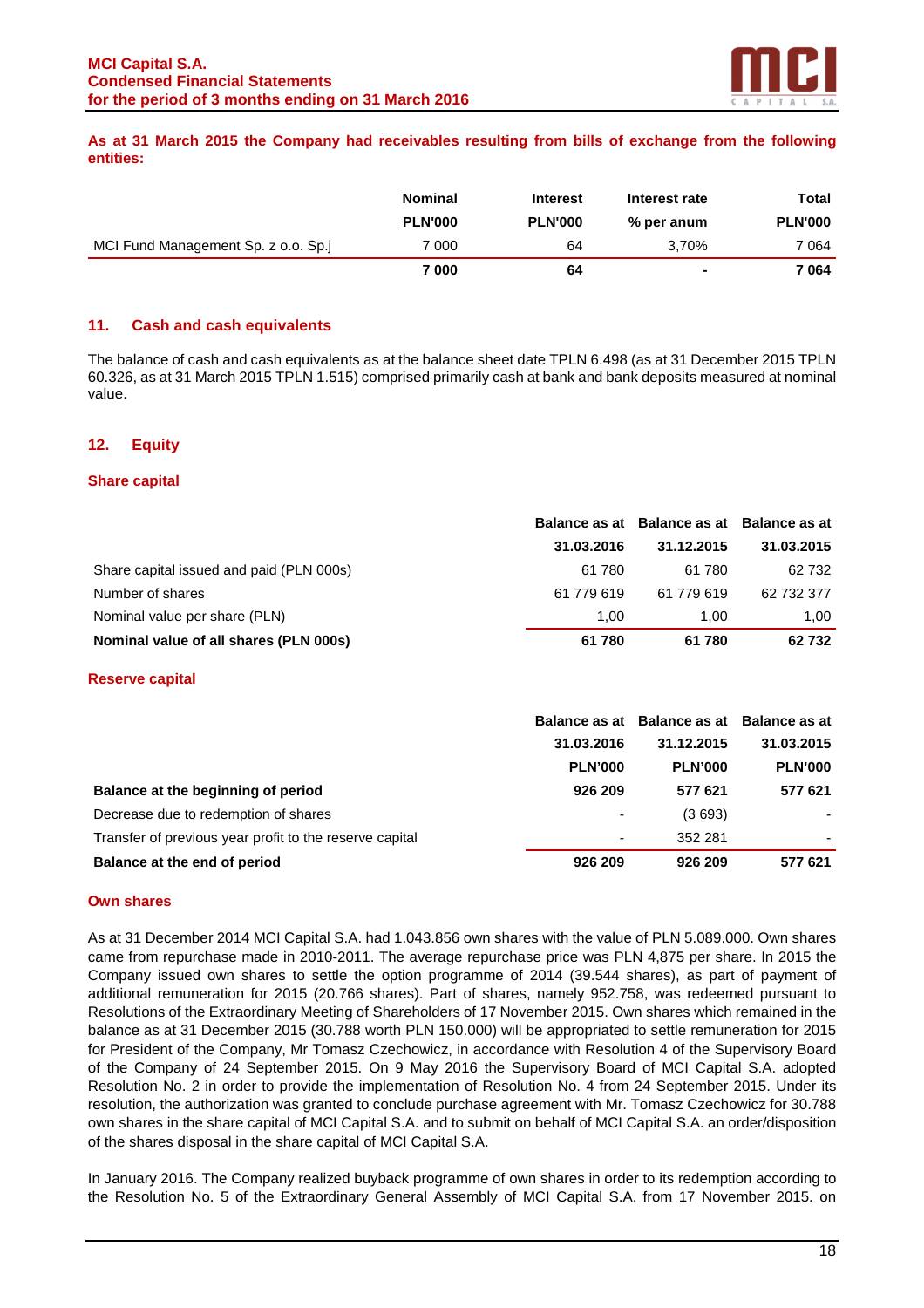**As at 31 March 2015 the Company had receivables resulting from bills of exchange from the following entities:**

| | Nominal | Interest | Interest rate | Total |
|---|---|---|---|---|
| | PLN'000 | PLN'000 | % per anum | PLN'000 |
| MCI Fund Management Sp. z o.o. Sp.j | 7 000 | 64 | 3,70% | 7 064 |
| | **7 000** | **64** | **-** | **7 064** |

## 11. Cash and cash equivalents

The balance of cash and cash equivalents as at the balance sheet date TPLN 6.498 (as at 31 December 2015 TPLN 60.326, as at 31 March 2015 TPLN 1.515) comprised primarily cash at bank and bank deposits measured at nominal value.

## 12. Equity

### Share capital

| | Balance as at 31.03.2016 | Balance as at 31.12.2015 | Balance as at 31.03.2015 |
|---|---|---|---|
| Share capital issued and paid (PLN 000s) | 61 780 | 61 780 | 62 732 |
| Number of shares | 61 779 619 | 61 779 619 | 62 732 377 |
| Nominal value per share (PLN) | 1,00 | 1,00 | 1,00 |
| **Nominal value of all shares (PLN 000s)** | **61 780** | **61 780** | **62 732** |

### Reserve capital

| | Balance as at 31.03.2016 | Balance as at 31.12.2015 | Balance as at 31.03.2015 |
|---|---|---|---|
| | PLN'000 | PLN'000 | PLN'000 |
| **Balance at the beginning of period** | **926 209** | **577 621** | **577 621** |
| Decrease due to redemption of shares | - | (3 693) | - |
| Transfer of previous year profit to the reserve capital | - | 352 281 | - |
| **Balance at the end of period** | **926 209** | **926 209** | **577 621** |

### Own shares

As at 31 December 2014 MCI Capital S.A. had 1.043.856 own shares with the value of PLN 5.089.000. Own shares came from repurchase made in 2010-2011. The average repurchase price was PLN 4,875 per share. In 2015 the Company issued own shares to settle the option programme of 2014 (39.544 shares), as part of payment of additional remuneration for 2015 (20.766 shares). Part of shares, namely 952.758, was redeemed pursuant to Resolutions of the Extraordinary Meeting of Shareholders of 17 November 2015. Own shares which remained in the balance as at 31 December 2015 (30.788 worth PLN 150.000) will be appropriated to settle remuneration for 2015 for President of the Company, Mr Tomasz Czechowicz, in accordance with Resolution 4 of the Supervisory Board of the Company of 24 September 2015. On 9 May 2016 the Supervisory Board of MCI Capital S.A. adopted Resolution No. 2 in order to provide the implementation of Resolution No. 4 from 24 September 2015. Under its resolution, the authorization was granted to conclude purchase agreement with Mr. Tomasz Czechowicz for 30.788 own shares in the share capital of MCI Capital S.A. and to submit on behalf of MCI Capital S.A. an order/disposition of the shares disposal in the share capital of MCI Capital S.A.

In January 2016. The Company realized buyback programme of own shares in order to its redemption according to the Resolution No. 5 of the Extraordinary General Assembly of MCI Capital S.A. from 17 November 2015. on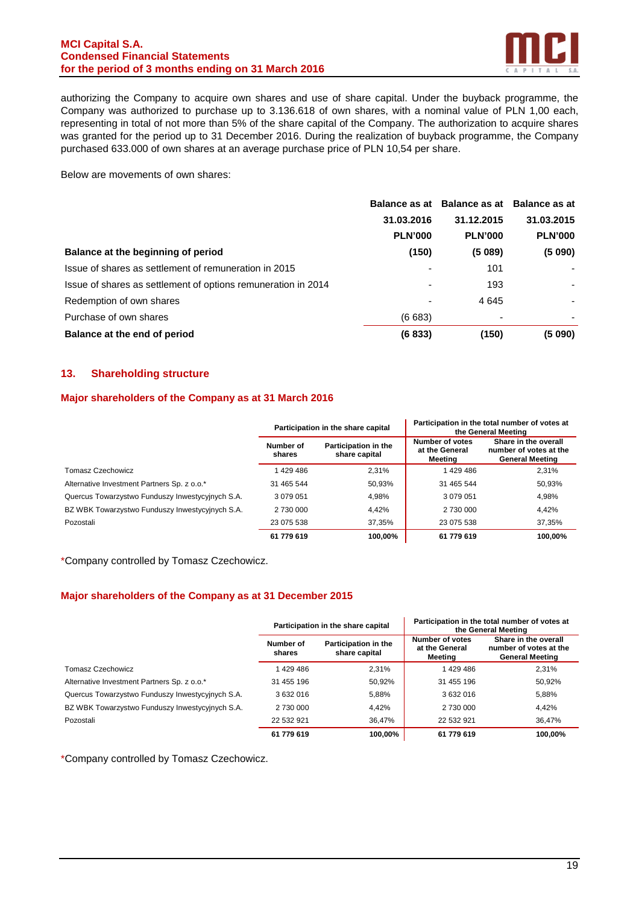authorizing the Company to acquire own shares and use of share capital. Under the buyback programme, the Company was authorized to purchase up to 3.136.618 of own shares, with a nominal value of PLN 1,00 each, representing in total of not more than 5% of the share capital of the Company. The authorization to acquire shares was granted for the period up to 31 December 2016. During the realization of buyback programme, the Company purchased 633.000 of own shares at an average purchase price of PLN 10,54 per share.

Below are movements of own shares:

| | Balance as at 31.03.2016 PLN'000 | Balance as at 31.12.2015 PLN'000 | Balance as at 31.03.2015 PLN'000 |
|---|---|---|---|
| **Balance at the beginning of period** | **(150)** | **(5 089)** | **(5 090)** |
| Issue of shares as settlement of remuneration in 2015 | - | 101 | - |
| Issue of shares as settlement of options remuneration in 2014 | - | 193 | - |
| Redemption of own shares | - | 4 645 | - |
| Purchase of own shares | (6 683) | - | - |
| **Balance at the end of period** | **(6 833)** | **(150)** | **(5 090)** |

## 13. Shareholding structure

### Major shareholders of the Company as at 31 March 2016

| | Participation in the share capital | | Participation in the total number of votes at the General Meeting | |
|---|---|---|---|---|
| | Number of shares | Participation in the share capital | Number of votes at the General Meeting | Share in the overall number of votes at the General Meeting |
| Tomasz Czechowicz | 1 429 486 | 2,31% | 1 429 486 | 2,31% |
| Alternative Investment Partners Sp. z o.o.* | 31 465 544 | 50,93% | 31 465 544 | 50,93% |
| Quercus Towarzystwo Funduszy Inwestycyjnych S.A. | 3 079 051 | 4,98% | 3 079 051 | 4,98% |
| BZ WBK Towarzystwo Funduszy Inwestycyjnych S.A. | 2 730 000 | 4,42% | 2 730 000 | 4,42% |
| Pozostali | 23 075 538 | 37,35% | 23 075 538 | 37,35% |
| | **61 779 619** | **100,00%** | **61 779 619** | **100,00%** |

*Company controlled by Tomasz Czechowicz.

### Major shareholders of the Company as at 31 December 2015

| | Participation in the share capital | | Participation in the total number of votes at the General Meeting | |
|---|---|---|---|---|
| | Number of shares | Participation in the share capital | Number of votes at the General Meeting | Share in the overall number of votes at the General Meeting |
| Tomasz Czechowicz | 1 429 486 | 2,31% | 1 429 486 | 2,31% |
| Alternative Investment Partners Sp. z o.o.* | 31 455 196 | 50,92% | 31 455 196 | 50,92% |
| Quercus Towarzystwo Funduszy Inwestycyjnych S.A. | 3 632 016 | 5,88% | 3 632 016 | 5,88% |
| BZ WBK Towarzystwo Funduszy Inwestycyjnych S.A. | 2 730 000 | 4,42% | 2 730 000 | 4,42% |
| Pozostali | 22 532 921 | 36,47% | 22 532 921 | 36,47% |
| | **61 779 619** | **100,00%** | **61 779 619** | **100,00%** |

*Company controlled by Tomasz Czechowicz.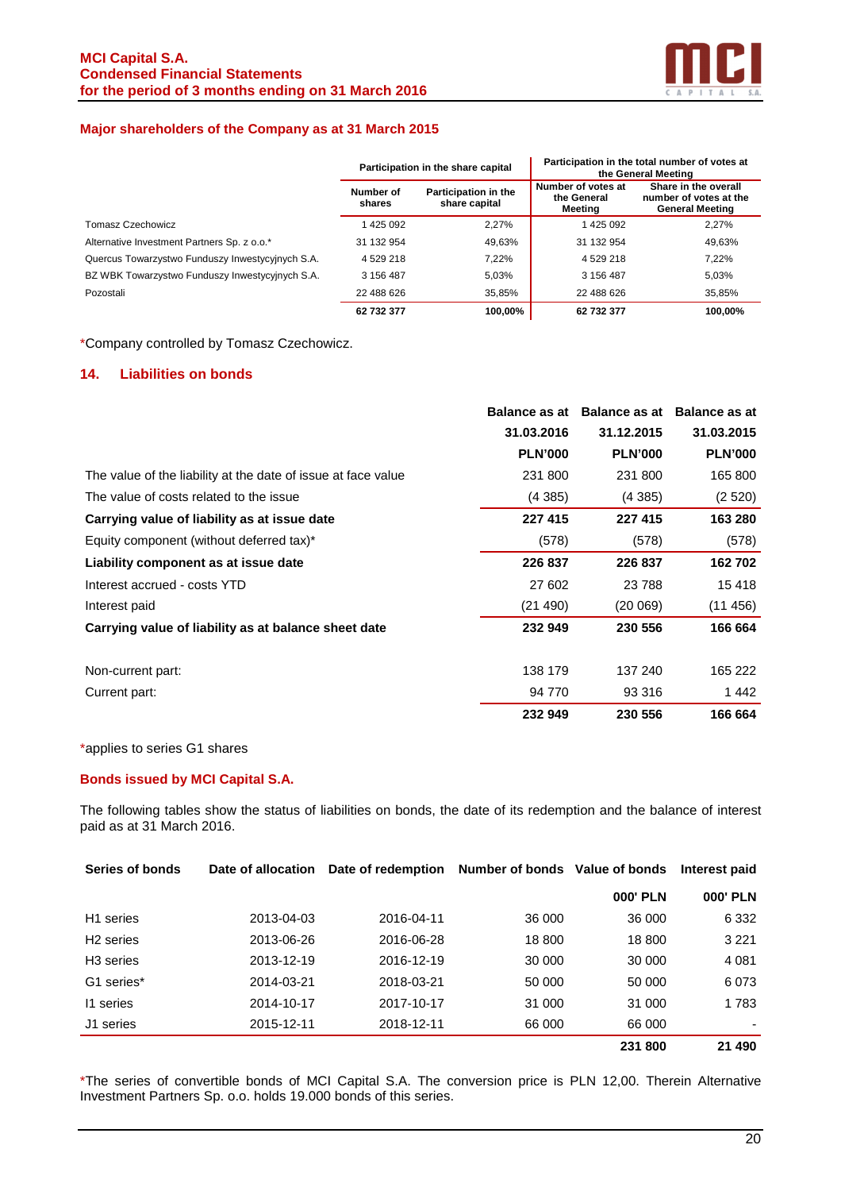### Major shareholders of the Company as at 31 March 2015

| | Participation in the share capital | | Participation in the total number of votes at the General Meeting | |
|---|---|---|---|---|
| | Number of shares | Participation in the share capital | Number of votes at the General Meeting | Share in the overall number of votes at the General Meeting |
| Tomasz Czechowicz | 1 425 092 | 2,27% | 1 425 092 | 2,27% |
| Alternative Investment Partners Sp. z o.o.* | 31 132 954 | 49,63% | 31 132 954 | 49,63% |
| Quercus Towarzystwo Funduszy Inwestycyjnych S.A. | 4 529 218 | 7,22% | 4 529 218 | 7,22% |
| BZ WBK Towarzystwo Funduszy Inwestycyjnych S.A. | 3 156 487 | 5,03% | 3 156 487 | 5,03% |
| Pozostali | 22 488 626 | 35,85% | 22 488 626 | 35,85% |
| | **62 732 377** | **100,00%** | **62 732 377** | **100,00%** |

*Company controlled by Tomasz Czechowicz.

## 14. Liabilities on bonds

| | Balance as at 31.03.2016 PLN'000 | Balance as at 31.12.2015 PLN'000 | Balance as at 31.03.2015 PLN'000 |
|---|---|---|---|
| The value of the liability at the date of issue at face value | 231 800 | 231 800 | 165 800 |
| The value of costs related to the issue | (4 385) | (4 385) | (2 520) |
| **Carrying value of liability as at issue date** | **227 415** | **227 415** | **163 280** |
| Equity component (without deferred tax)* | (578) | (578) | (578) |
| **Liability component as at issue date** | **226 837** | **226 837** | **162 702** |
| Interest accrued - costs YTD | 27 602 | 23 788 | 15 418 |
| Interest paid | (21 490) | (20 069) | (11 456) |
| **Carrying value of liability as at balance sheet date** | **232 949** | **230 556** | **166 664** |
| | | | |
| Non-current part: | 138 179 | 137 240 | 165 222 |
| Current part: | 94 770 | 93 316 | 1 442 |
| | **232 949** | **230 556** | **166 664** |

*applies to series G1 shares

### Bonds issued by MCI Capital S.A.

The following tables show the status of liabilities on bonds, the date of its redemption and the balance of interest paid as at 31 March 2016.

| Series of bonds | Date of allocation | Date of redemption | Number of bonds | Value of bonds 000' PLN | Interest paid 000' PLN |
|---|---|---|---|---|---|
| H1 series | 2013-04-03 | 2016-04-11 | 36 000 | 36 000 | 6 332 |
| H2 series | 2013-06-26 | 2016-06-28 | 18 800 | 18 800 | 3 221 |
| H3 series | 2013-12-19 | 2016-12-19 | 30 000 | 30 000 | 4 081 |
| G1 series* | 2014-03-21 | 2018-03-21 | 50 000 | 50 000 | 6 073 |
| I1 series | 2014-10-17 | 2017-10-17 | 31 000 | 31 000 | 1 783 |
| J1 series | 2015-12-11 | 2018-12-11 | 66 000 | 66 000 | - |
| | | | | **231 800** | **21 490** |

*The series of convertible bonds of MCI Capital S.A. The conversion price is PLN 12,00. Therein Alternative Investment Partners Sp. o.o. holds 19.000 bonds of this series.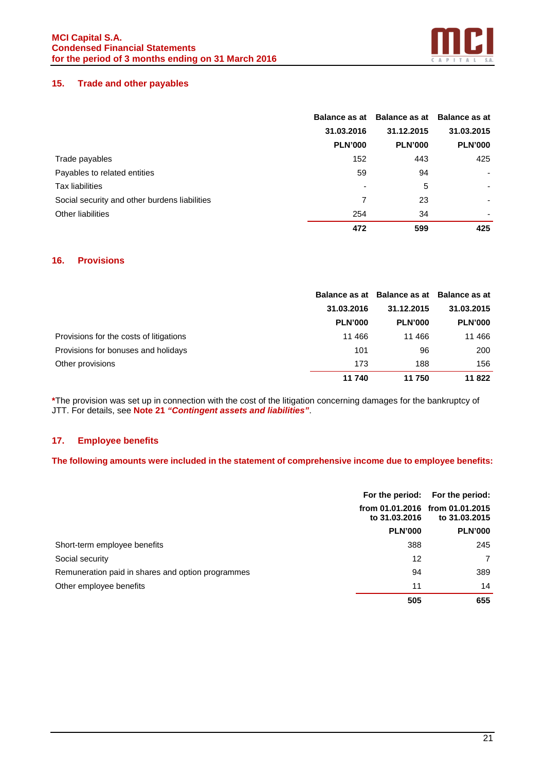## 15. Trade and other payables

| | Balance as at 31.03.2016 PLN'000 | Balance as at 31.12.2015 PLN'000 | Balance as at 31.03.2015 PLN'000 |
|---|---|---|---|
| Trade payables | 152 | 443 | 425 |
| Payables to related entities | 59 | 94 | - |
| Tax liabilities | - | 5 | - |
| Social security and other burdens liabilities | 7 | 23 | - |
| Other liabilities | 254 | 34 | - |
| | **472** | **599** | **425** |

## 16. Provisions

| | Balance as at 31.03.2016 PLN'000 | Balance as at 31.12.2015 PLN'000 | Balance as at 31.03.2015 PLN'000 |
|---|---|---|---|
| Provisions for the costs of litigations | 11 466 | 11 466 | 11 466 |
| Provisions for bonuses and holidays | 101 | 96 | 200 |
| Other provisions | 173 | 188 | 156 |
| | **11 740** | **11 750** | **11 822** |

**\***The provision was set up in connection with the cost of the litigation concerning damages for the bankruptcy of JTT. For details, see **Note 21 *"Contingent assets and liabilities"***.

## 17. Employee benefits

**The following amounts were included in the statement of comprehensive income due to employee benefits:**

| | For the period: from 01.01.2016 to 31.03.2016 PLN'000 | For the period: from 01.01.2015 to 31.03.2015 PLN'000 |
|---|---|---|
| Short-term employee benefits | 388 | 245 |
| Social security | 12 | 7 |
| Remuneration paid in shares and option programmes | 94 | 389 |
| Other employee benefits | 11 | 14 |
| | **505** | **655** |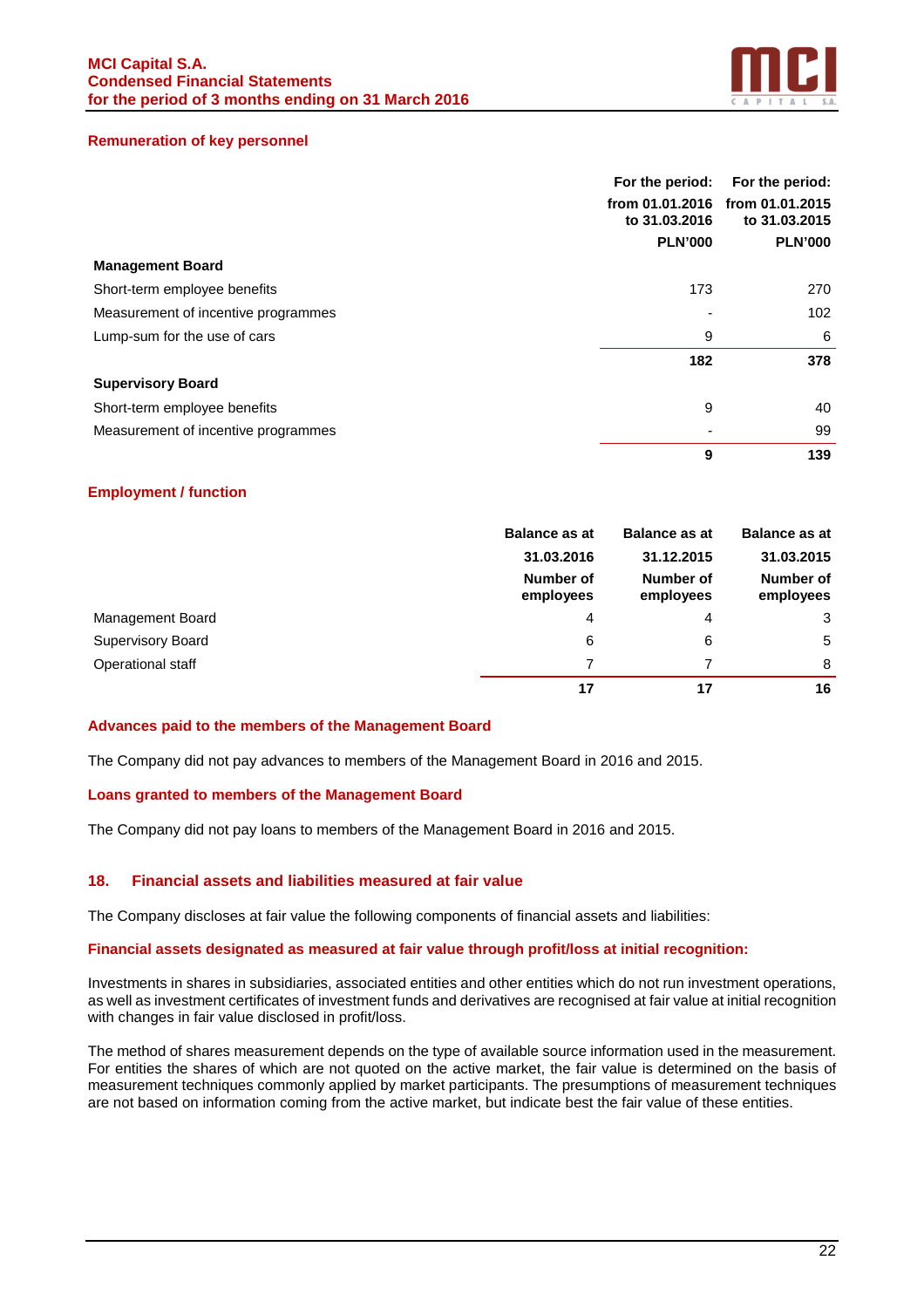### Remuneration of key personnel

| | For the period: from 01.01.2016 to 31.03.2016 PLN'000 | For the period: from 01.01.2015 to 31.03.2015 PLN'000 |
|---|---|---|
| **Management Board** | | |
| Short-term employee benefits | 173 | 270 |
| Measurement of incentive programmes | - | 102 |
| Lump-sum for the use of cars | 9 | 6 |
| | **182** | **378** |
| **Supervisory Board** | | |
| Short-term employee benefits | 9 | 40 |
| Measurement of incentive programmes | - | 99 |
| | **9** | **139** |

### Employment / function

| | Balance as at 31.03.2016 Number of employees | Balance as at 31.12.2015 Number of employees | Balance as at 31.03.2015 Number of employees |
|---|---|---|---|
| Management Board | 4 | 4 | 3 |
| Supervisory Board | 6 | 6 | 5 |
| Operational staff | 7 | 7 | 8 |
| | **17** | **17** | **16** |

### Advances paid to the members of the Management Board

The Company did not pay advances to members of the Management Board in 2016 and 2015.

### Loans granted to members of the Management Board

The Company did not pay loans to members of the Management Board in 2016 and 2015.

## 18. Financial assets and liabilities measured at fair value

The Company discloses at fair value the following components of financial assets and liabilities:

### Financial assets designated as measured at fair value through profit/loss at initial recognition:

Investments in shares in subsidiaries, associated entities and other entities which do not run investment operations, as well as investment certificates of investment funds and derivatives are recognised at fair value at initial recognition with changes in fair value disclosed in profit/loss.

The method of shares measurement depends on the type of available source information used in the measurement. For entities the shares of which are not quoted on the active market, the fair value is determined on the basis of measurement techniques commonly applied by market participants. The presumptions of measurement techniques are not based on information coming from the active market, but indicate best the fair value of these entities.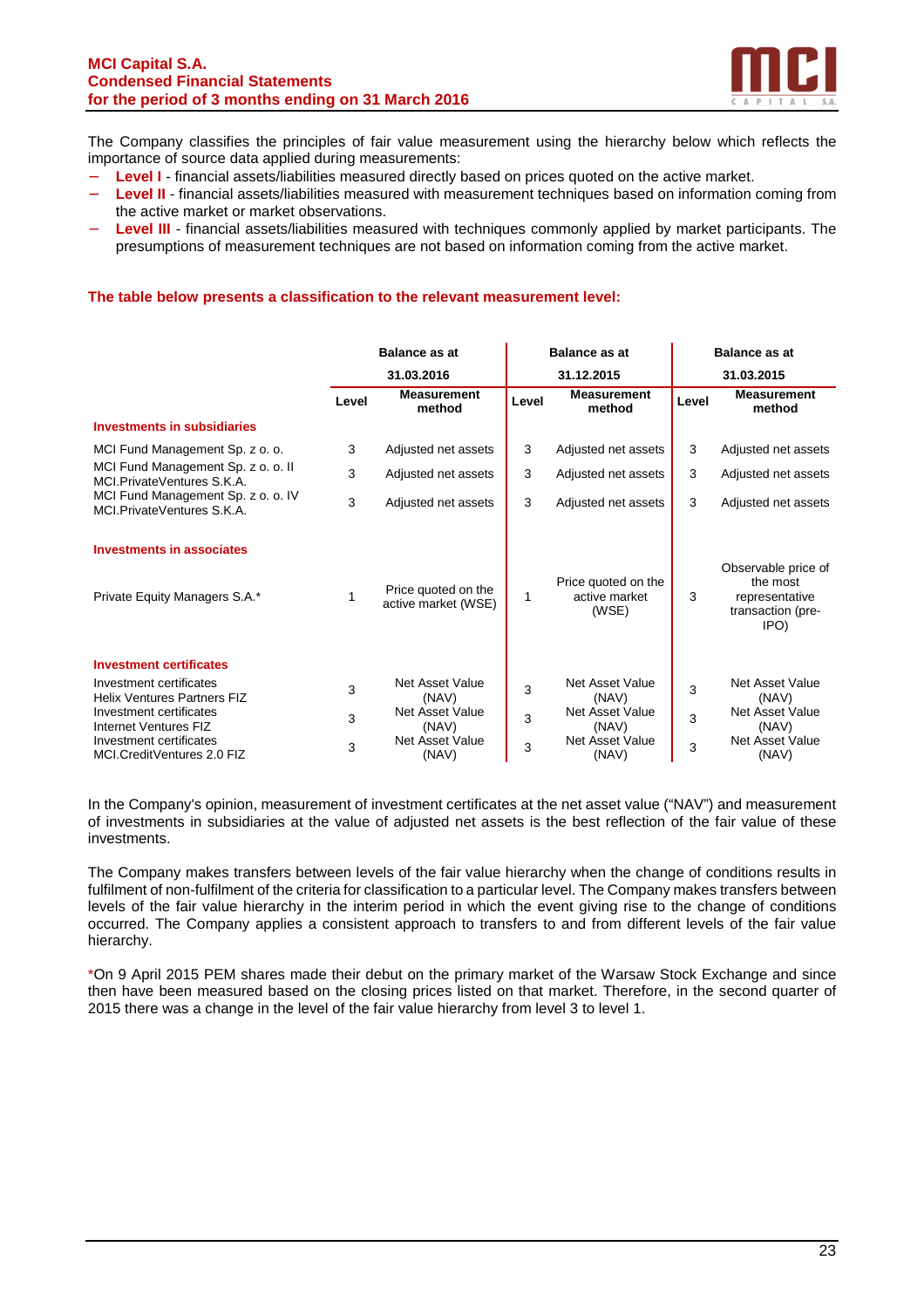The Company classifies the principles of fair value measurement using the hierarchy below which reflects the importance of source data applied during measurements:

- **Level I** - financial assets/liabilities measured directly based on prices quoted on the active market.
- **Level II** - financial assets/liabilities measured with measurement techniques based on information coming from the active market or market observations.
- **Level III** - financial assets/liabilities measured with techniques commonly applied by market participants. The presumptions of measurement techniques are not based on information coming from the active market.

**The table below presents a classification to the relevant measurement level:**

| | Balance as at 31.03.2016 | | Balance as at 31.12.2015 | | Balance as at 31.03.2015 | |
|---|---|---|---|---|---|---|
| | **Level** | **Measurement method** | **Level** | **Measurement method** | **Level** | **Measurement method** |
| **Investments in subsidiaries** | | | | | | |
| MCI Fund Management Sp. z o. o. | 3 | Adjusted net assets | 3 | Adjusted net assets | 3 | Adjusted net assets |
| MCI Fund Management Sp. z o. o. II MCI.PrivateVentures S.K.A. | 3 | Adjusted net assets | 3 | Adjusted net assets | 3 | Adjusted net assets |
| MCI Fund Management Sp. z o. o. IV MCI.PrivateVentures S.K.A. | 3 | Adjusted net assets | 3 | Adjusted net assets | 3 | Adjusted net assets |
| **Investments in associates** | | | | | | |
| Private Equity Managers S.A.* | 1 | Price quoted on the active market (WSE) | 1 | Price quoted on the active market (WSE) | 3 | Observable price of the most representative transaction (pre-IPO) |
| **Investment certificates** | | | | | | |
| Investment certificates Helix Ventures Partners FIZ | 3 | Net Asset Value (NAV) | 3 | Net Asset Value (NAV) | 3 | Net Asset Value (NAV) |
| Investment certificates Internet Ventures FIZ | 3 | Net Asset Value (NAV) | 3 | Net Asset Value (NAV) | 3 | Net Asset Value (NAV) |
| Investment certificates MCI.CreditVentures 2.0 FIZ | 3 | Net Asset Value (NAV) | 3 | Net Asset Value (NAV) | 3 | Net Asset Value (NAV) |

In the Company's opinion, measurement of investment certificates at the net asset value ("NAV") and measurement of investments in subsidiaries at the value of adjusted net assets is the best reflection of the fair value of these investments.

The Company makes transfers between levels of the fair value hierarchy when the change of conditions results in fulfilment of non-fulfilment of the criteria for classification to a particular level. The Company makes transfers between levels of the fair value hierarchy in the interim period in which the event giving rise to the change of conditions occurred. The Company applies a consistent approach to transfers to and from different levels of the fair value hierarchy.

*On 9 April 2015 PEM shares made their debut on the primary market of the Warsaw Stock Exchange and since then have been measured based on the closing prices listed on that market. Therefore, in the second quarter of 2015 there was a change in the level of the fair value hierarchy from level 3 to level 1.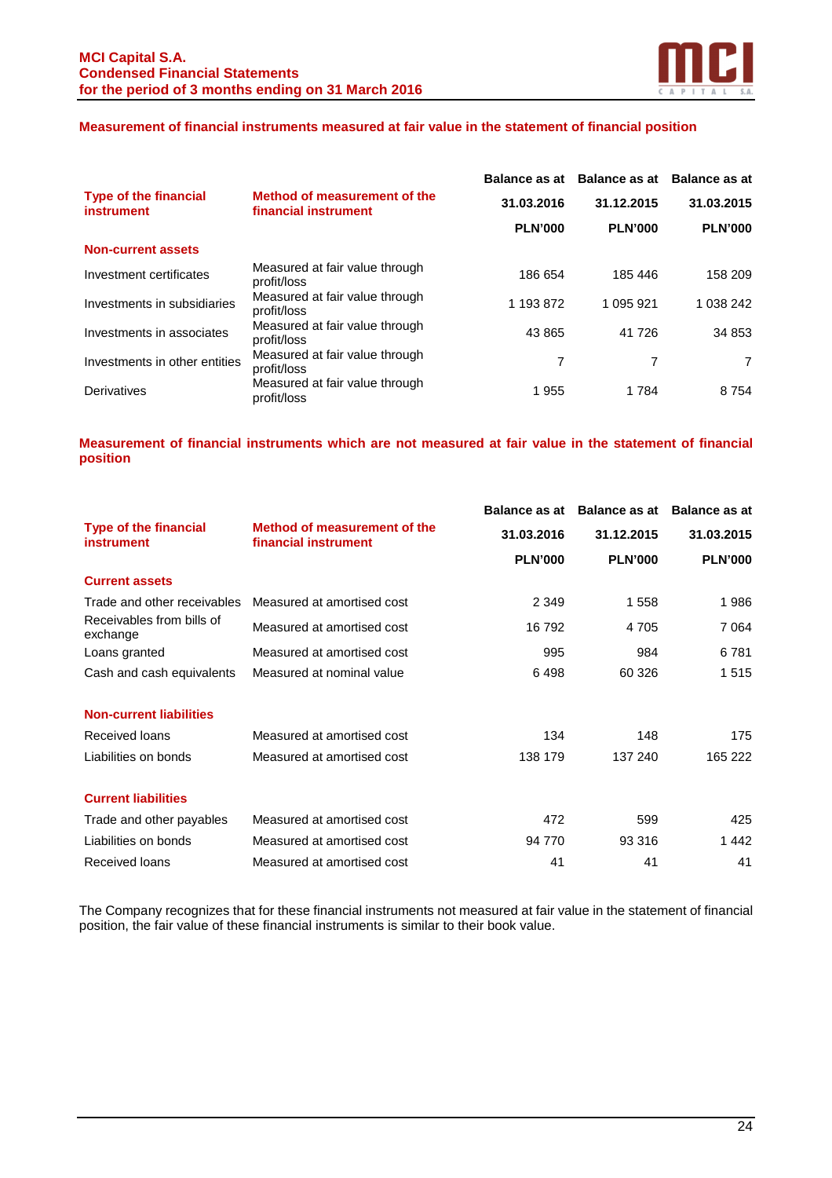### Measurement of financial instruments measured at fair value in the statement of financial position

| Type of the financial instrument | Method of measurement of the financial instrument | Balance as at 31.03.2016 PLN'000 | Balance as at 31.12.2015 PLN'000 | Balance as at 31.03.2015 PLN'000 |
|---|---|---|---|---|
| **Non-current assets** | | | | |
| Investment certificates | Measured at fair value through profit/loss | 186 654 | 185 446 | 158 209 |
| Investments in subsidiaries | Measured at fair value through profit/loss | 1 193 872 | 1 095 921 | 1 038 242 |
| Investments in associates | Measured at fair value through profit/loss | 43 865 | 41 726 | 34 853 |
| Investments in other entities | Measured at fair value through profit/loss | 7 | 7 | 7 |
| Derivatives | Measured at fair value through profit/loss | 1 955 | 1 784 | 8 754 |

### Measurement of financial instruments which are not measured at fair value in the statement of financial position

| Type of the financial instrument | Method of measurement of the financial instrument | Balance as at 31.03.2016 PLN'000 | Balance as at 31.12.2015 PLN'000 | Balance as at 31.03.2015 PLN'000 |
|---|---|---|---|---|
| **Current assets** | | | | |
| Trade and other receivables | Measured at amortised cost | 2 349 | 1 558 | 1 986 |
| Receivables from bills of exchange | Measured at amortised cost | 16 792 | 4 705 | 7 064 |
| Loans granted | Measured at amortised cost | 995 | 984 | 6 781 |
| Cash and cash equivalents | Measured at nominal value | 6 498 | 60 326 | 1 515 |
| **Non-current liabilities** | | | | |
| Received loans | Measured at amortised cost | 134 | 148 | 175 |
| Liabilities on bonds | Measured at amortised cost | 138 179 | 137 240 | 165 222 |
| **Current liabilities** | | | | |
| Trade and other payables | Measured at amortised cost | 472 | 599 | 425 |
| Liabilities on bonds | Measured at amortised cost | 94 770 | 93 316 | 1 442 |
| Received loans | Measured at amortised cost | 41 | 41 | 41 |

The Company recognizes that for these financial instruments not measured at fair value in the statement of financial position, the fair value of these financial instruments is similar to their book value.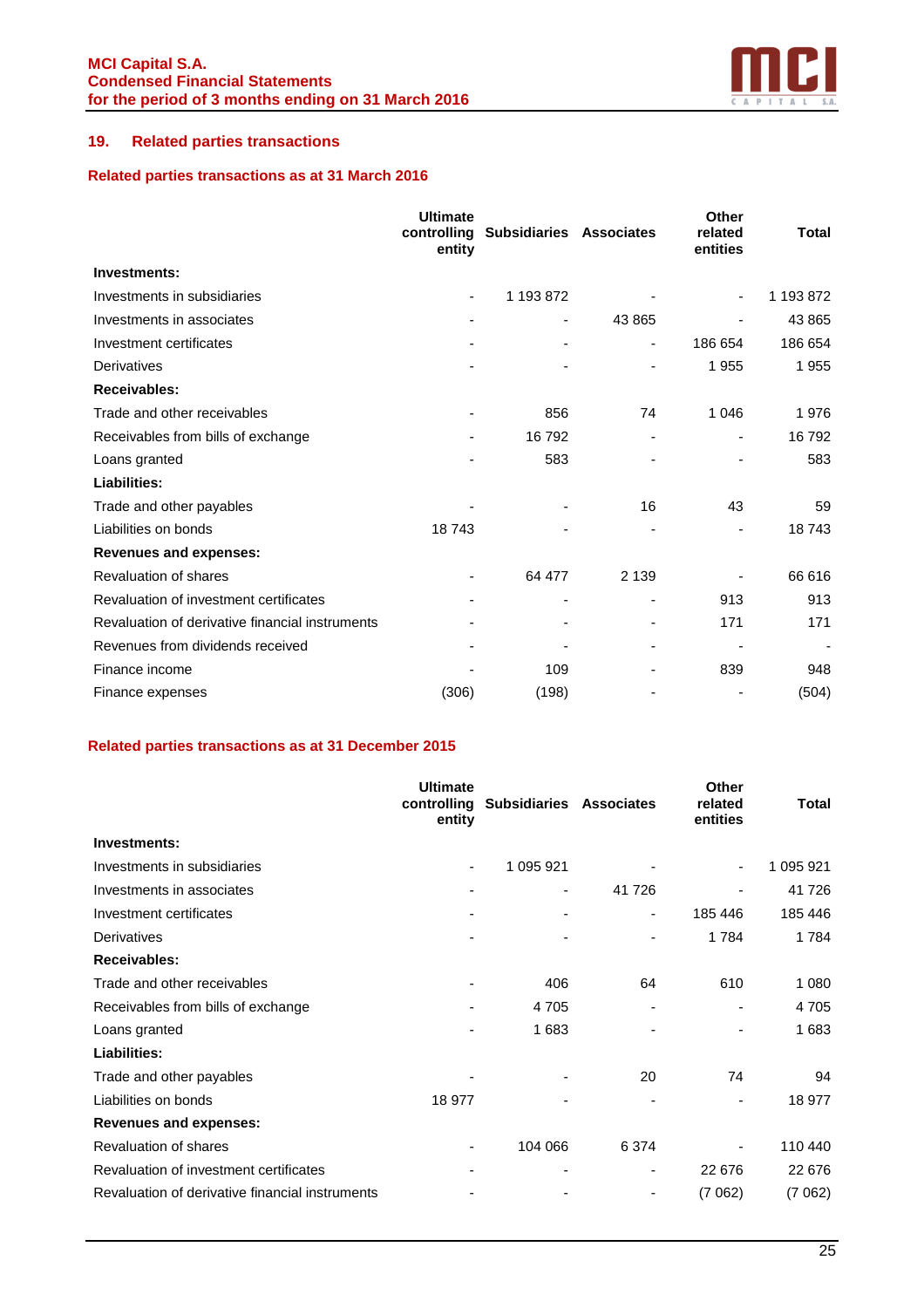## 19. Related parties transactions

### Related parties transactions as at 31 March 2016

| | Ultimate controlling entity | Subsidiaries | Associates | Other related entities | Total |
|---|---|---|---|---|---|
| **Investments:** | | | | | |
| Investments in subsidiaries | - | 1 193 872 | - | - | 1 193 872 |
| Investments in associates | - | - | 43 865 | - | 43 865 |
| Investment certificates | - | - | - | 186 654 | 186 654 |
| Derivatives | - | - | - | 1 955 | 1 955 |
| **Receivables:** | | | | | |
| Trade and other receivables | - | 856 | 74 | 1 046 | 1 976 |
| Receivables from bills of exchange | - | 16 792 | - | - | 16 792 |
| Loans granted | - | 583 | - | - | 583 |
| **Liabilities:** | | | | | |
| Trade and other payables | - | - | 16 | 43 | 59 |
| Liabilities on bonds | 18 743 | - | - | - | 18 743 |
| **Revenues and expenses:** | | | | | |
| Revaluation of shares | - | 64 477 | 2 139 | - | 66 616 |
| Revaluation of investment certificates | - | - | - | 913 | 913 |
| Revaluation of derivative financial instruments | - | - | - | 171 | 171 |
| Revenues from dividends received | - | - | - | - | - |
| Finance income | - | 109 | - | 839 | 948 |
| Finance expenses | (306) | (198) | - | - | (504) |

### Related parties transactions as at 31 December 2015

| | Ultimate controlling entity | Subsidiaries | Associates | Other related entities | Total |
|---|---|---|---|---|---|
| **Investments:** | | | | | |
| Investments in subsidiaries | - | 1 095 921 | - | - | 1 095 921 |
| Investments in associates | - | - | 41 726 | - | 41 726 |
| Investment certificates | - | - | - | 185 446 | 185 446 |
| Derivatives | - | - | - | 1 784 | 1 784 |
| **Receivables:** | | | | | |
| Trade and other receivables | - | 406 | 64 | 610 | 1 080 |
| Receivables from bills of exchange | - | 4 705 | - | - | 4 705 |
| Loans granted | - | 1 683 | - | - | 1 683 |
| **Liabilities:** | | | | | |
| Trade and other payables | - | - | 20 | 74 | 94 |
| Liabilities on bonds | 18 977 | - | - | - | 18 977 |
| **Revenues and expenses:** | | | | | |
| Revaluation of shares | - | 104 066 | 6 374 | - | 110 440 |
| Revaluation of investment certificates | - | - | - | 22 676 | 22 676 |
| Revaluation of derivative financial instruments | - | - | - | (7 062) | (7 062) |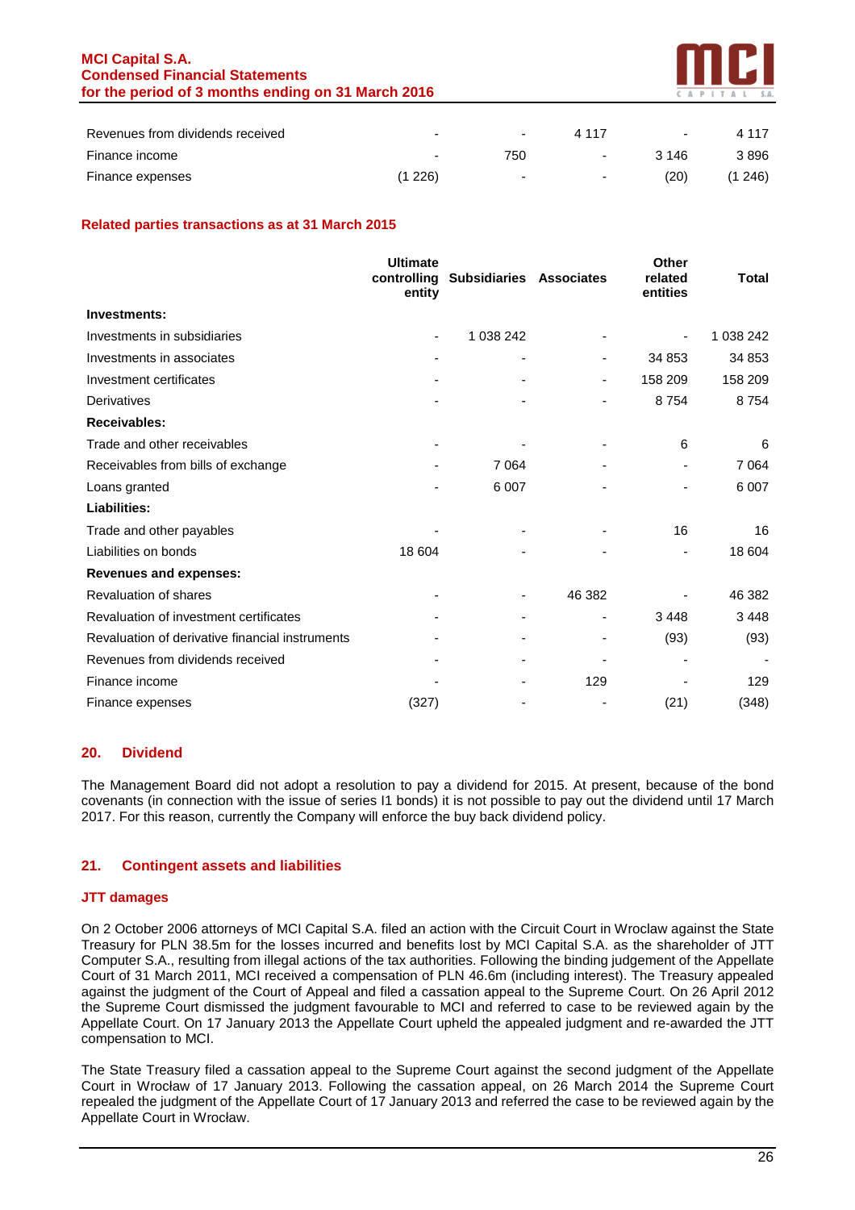| | | | | | |
|---|---|---|---|---|---|
| Revenues from dividends received | - | - | 4 117 | - | 4 117 |
| Finance income | - | 750 | - | 3 146 | 3 896 |
| Finance expenses | (1 226) | - | - | (20) | (1 246) |

### Related parties transactions as at 31 March 2015

| | Ultimate controlling entity | Subsidiaries | Associates | Other related entities | Total |
|---|---|---|---|---|---|
| **Investments:** | | | | | |
| Investments in subsidiaries | - | 1 038 242 | - | - | 1 038 242 |
| Investments in associates | - | - | - | 34 853 | 34 853 |
| Investment certificates | - | - | - | 158 209 | 158 209 |
| Derivatives | - | - | - | 8 754 | 8 754 |
| **Receivables:** | | | | | |
| Trade and other receivables | - | - | - | 6 | 6 |
| Receivables from bills of exchange | - | 7 064 | - | - | 7 064 |
| Loans granted | - | 6 007 | - | - | 6 007 |
| **Liabilities:** | | | | | |
| Trade and other payables | - | - | - | 16 | 16 |
| Liabilities on bonds | 18 604 | - | - | - | 18 604 |
| **Revenues and expenses:** | | | | | |
| Revaluation of shares | - | - | 46 382 | - | 46 382 |
| Revaluation of investment certificates | - | - | - | 3 448 | 3 448 |
| Revaluation of derivative financial instruments | - | - | - | (93) | (93) |
| Revenues from dividends received | - | - | - | - | - |
| Finance income | - | - | 129 | - | 129 |
| Finance expenses | (327) | - | - | (21) | (348) |

## 20. Dividend

The Management Board did not adopt a resolution to pay a dividend for 2015. At present, because of the bond covenants (in connection with the issue of series I1 bonds) it is not possible to pay out the dividend until 17 March 2017. For this reason, currently the Company will enforce the buy back dividend policy.

## 21. Contingent assets and liabilities

### JTT damages

On 2 October 2006 attorneys of MCI Capital S.A. filed an action with the Circuit Court in Wroclaw against the State Treasury for PLN 38.5m for the losses incurred and benefits lost by MCI Capital S.A. as the shareholder of JTT Computer S.A., resulting from illegal actions of the tax authorities. Following the binding judgement of the Appellate Court of 31 March 2011, MCI received a compensation of PLN 46.6m (including interest). The Treasury appealed against the judgment of the Court of Appeal and filed a cassation appeal to the Supreme Court. On 26 April 2012 the Supreme Court dismissed the judgment favourable to MCI and referred to case to be reviewed again by the Appellate Court. On 17 January 2013 the Appellate Court upheld the appealed judgment and re-awarded the JTT compensation to MCI.

The State Treasury filed a cassation appeal to the Supreme Court against the second judgment of the Appellate Court in Wrocław of 17 January 2013. Following the cassation appeal, on 26 March 2014 the Supreme Court repealed the judgment of the Appellate Court of 17 January 2013 and referred the case to be reviewed again by the Appellate Court in Wrocław.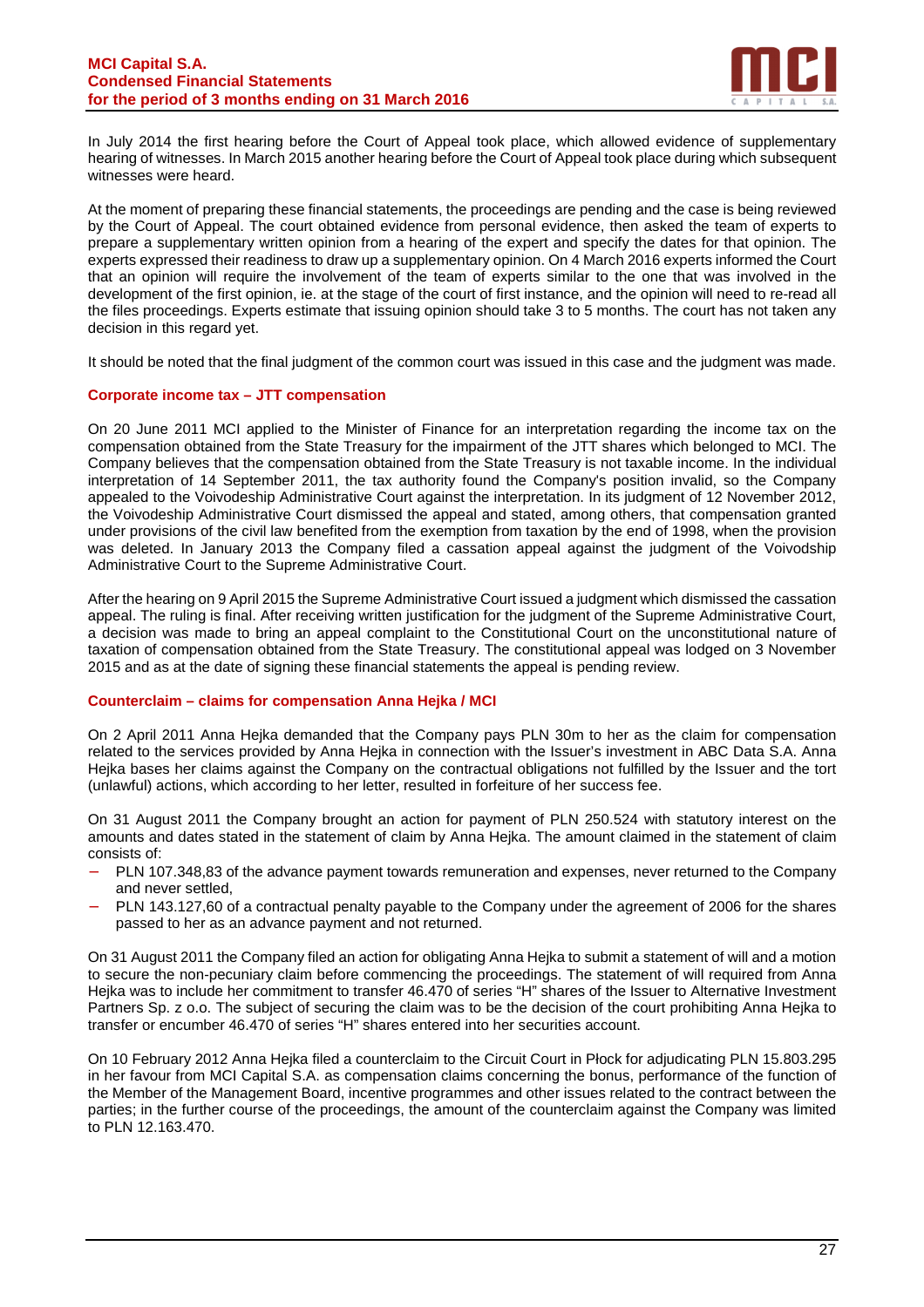In July 2014 the first hearing before the Court of Appeal took place, which allowed evidence of supplementary hearing of witnesses. In March 2015 another hearing before the Court of Appeal took place during which subsequent witnesses were heard.

At the moment of preparing these financial statements, the proceedings are pending and the case is being reviewed by the Court of Appeal. The court obtained evidence from personal evidence, then asked the team of experts to prepare a supplementary written opinion from a hearing of the expert and specify the dates for that opinion. The experts expressed their readiness to draw up a supplementary opinion. On 4 March 2016 experts informed the Court that an opinion will require the involvement of the team of experts similar to the one that was involved in the development of the first opinion, ie. at the stage of the court of first instance, and the opinion will need to re-read all the files proceedings. Experts estimate that issuing opinion should take 3 to 5 months. The court has not taken any decision in this regard yet.

It should be noted that the final judgment of the common court was issued in this case and the judgment was made.

### Corporate income tax – JTT compensation

On 20 June 2011 MCI applied to the Minister of Finance for an interpretation regarding the income tax on the compensation obtained from the State Treasury for the impairment of the JTT shares which belonged to MCI. The Company believes that the compensation obtained from the State Treasury is not taxable income. In the individual interpretation of 14 September 2011, the tax authority found the Company's position invalid, so the Company appealed to the Voivodeship Administrative Court against the interpretation. In its judgment of 12 November 2012, the Voivodeship Administrative Court dismissed the appeal and stated, among others, that compensation granted under provisions of the civil law benefited from the exemption from taxation by the end of 1998, when the provision was deleted. In January 2013 the Company filed a cassation appeal against the judgment of the Voivodship Administrative Court to the Supreme Administrative Court.

After the hearing on 9 April 2015 the Supreme Administrative Court issued a judgment which dismissed the cassation appeal. The ruling is final. After receiving written justification for the judgment of the Supreme Administrative Court, a decision was made to bring an appeal complaint to the Constitutional Court on the unconstitutional nature of taxation of compensation obtained from the State Treasury. The constitutional appeal was lodged on 3 November 2015 and as at the date of signing these financial statements the appeal is pending review.

### Counterclaim – claims for compensation Anna Hejka / MCI

On 2 April 2011 Anna Hejka demanded that the Company pays PLN 30m to her as the claim for compensation related to the services provided by Anna Hejka in connection with the Issuer's investment in ABC Data S.A. Anna Hejka bases her claims against the Company on the contractual obligations not fulfilled by the Issuer and the tort (unlawful) actions, which according to her letter, resulted in forfeiture of her success fee.

On 31 August 2011 the Company brought an action for payment of PLN 250.524 with statutory interest on the amounts and dates stated in the statement of claim by Anna Hejka. The amount claimed in the statement of claim consists of:

- PLN 107.348,83 of the advance payment towards remuneration and expenses, never returned to the Company and never settled,
- PLN 143.127,60 of a contractual penalty payable to the Company under the agreement of 2006 for the shares passed to her as an advance payment and not returned.

On 31 August 2011 the Company filed an action for obligating Anna Hejka to submit a statement of will and a motion to secure the non-pecuniary claim before commencing the proceedings. The statement of will required from Anna Hejka was to include her commitment to transfer 46.470 of series "H" shares of the Issuer to Alternative Investment Partners Sp. z o.o. The subject of securing the claim was to be the decision of the court prohibiting Anna Hejka to transfer or encumber 46.470 of series "H" shares entered into her securities account.

On 10 February 2012 Anna Hejka filed a counterclaim to the Circuit Court in Płock for adjudicating PLN 15.803.295 in her favour from MCI Capital S.A. as compensation claims concerning the bonus, performance of the function of the Member of the Management Board, incentive programmes and other issues related to the contract between the parties; in the further course of the proceedings, the amount of the counterclaim against the Company was limited to PLN 12.163.470.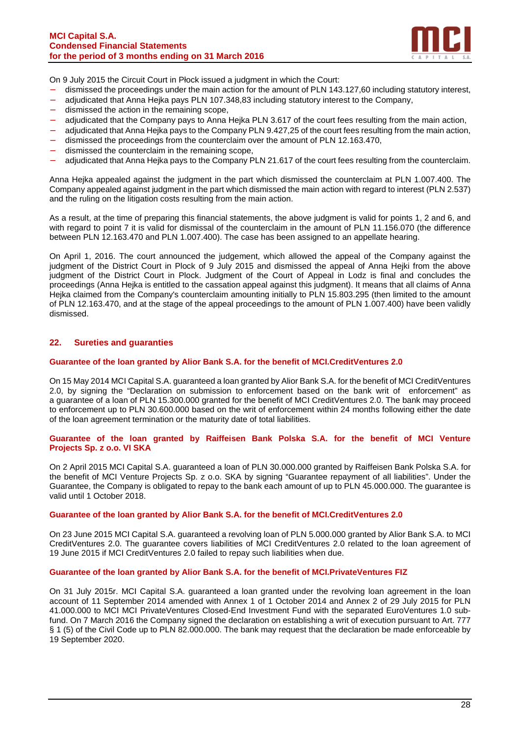On 9 July 2015 the Circuit Court in Płock issued a judgment in which the Court:

- dismissed the proceedings under the main action for the amount of PLN 143.127,60 including statutory interest,
- adjudicated that Anna Hejka pays PLN 107.348,83 including statutory interest to the Company,
- dismissed the action in the remaining scope,
- adjudicated that the Company pays to Anna Hejka PLN 3.617 of the court fees resulting from the main action,
- adjudicated that Anna Hejka pays to the Company PLN 9.427,25 of the court fees resulting from the main action,
- dismissed the proceedings from the counterclaim over the amount of PLN 12.163.470,
- dismissed the counterclaim in the remaining scope,
- adjudicated that Anna Hejka pays to the Company PLN 21.617 of the court fees resulting from the counterclaim.

Anna Hejka appealed against the judgment in the part which dismissed the counterclaim at PLN 1.007.400. The Company appealed against judgment in the part which dismissed the main action with regard to interest (PLN 2.537) and the ruling on the litigation costs resulting from the main action.

As a result, at the time of preparing this financial statements, the above judgment is valid for points 1, 2 and 6, and with regard to point 7 it is valid for dismissal of the counterclaim in the amount of PLN 11.156.070 (the difference between PLN 12.163.470 and PLN 1.007.400). The case has been assigned to an appellate hearing.

On April 1, 2016. The court announced the judgement, which allowed the appeal of the Company against the judgment of the District Court in Plock of 9 July 2015 and dismissed the appeal of Anna Hejki from the above judgment of the District Court in Plock. Judgment of the Court of Appeal in Lodz is final and concludes the proceedings (Anna Hejka is entitled to the cassation appeal against this judgment). It means that all claims of Anna Hejka claimed from the Company's counterclaim amounting initially to PLN 15.803.295 (then limited to the amount of PLN 12.163.470, and at the stage of the appeal proceedings to the amount of PLN 1.007.400) have been validly dismissed.

## 22. Sureties and guarantees

### Guarantee of the loan granted by Alior Bank S.A. for the benefit of MCI.CreditVentures 2.0

On 15 May 2014 MCI Capital S.A. guaranteed a loan granted by Alior Bank S.A. for the benefit of MCI CreditVentures 2.0, by signing the "Declaration on submission to enforcement based on the bank writ of enforcement" as a guarantee of a loan of PLN 15.300.000 granted for the benefit of MCI CreditVentures 2.0. The bank may proceed to enforcement up to PLN 30.600.000 based on the writ of enforcement within 24 months following either the date of the loan agreement termination or the maturity date of total liabilities.

### Guarantee of the loan granted by Raiffeisen Bank Polska S.A. for the benefit of MCI Venture Projects Sp. z o.o. VI SKA

On 2 April 2015 MCI Capital S.A. guaranteed a loan of PLN 30.000.000 granted by Raiffeisen Bank Polska S.A. for the benefit of MCI Venture Projects Sp. z o.o. SKA by signing "Guarantee repayment of all liabilities". Under the Guarantee, the Company is obligated to repay to the bank each amount of up to PLN 45.000.000. The guarantee is valid until 1 October 2018.

### Guarantee of the loan granted by Alior Bank S.A. for the benefit of MCI.CreditVentures 2.0

On 23 June 2015 MCI Capital S.A. guaranteed a revolving loan of PLN 5.000.000 granted by Alior Bank S.A. to MCI CreditVentures 2.0. The guarantee covers liabilities of MCI CreditVentures 2.0 related to the loan agreement of 19 June 2015 if MCI CreditVentures 2.0 failed to repay such liabilities when due.

### Guarantee of the loan granted by Alior Bank S.A. for the benefit of MCI.PrivateVentures FIZ

On 31 July 2015r. MCI Capital S.A. guaranteed a loan granted under the revolving loan agreement in the loan account of 11 September 2014 amended with Annex 1 of 1 October 2014 and Annex 2 of 29 July 2015 for PLN 41.000.000 to MCI MCI PrivateVentures Closed-End Investment Fund with the separated EuroVentures 1.0 sub-fund. On 7 March 2016 the Company signed the declaration on establishing a writ of execution pursuant to Art. 777 § 1 (5) of the Civil Code up to PLN 82.000.000. The bank may request that the declaration be made enforceable by 19 September 2020.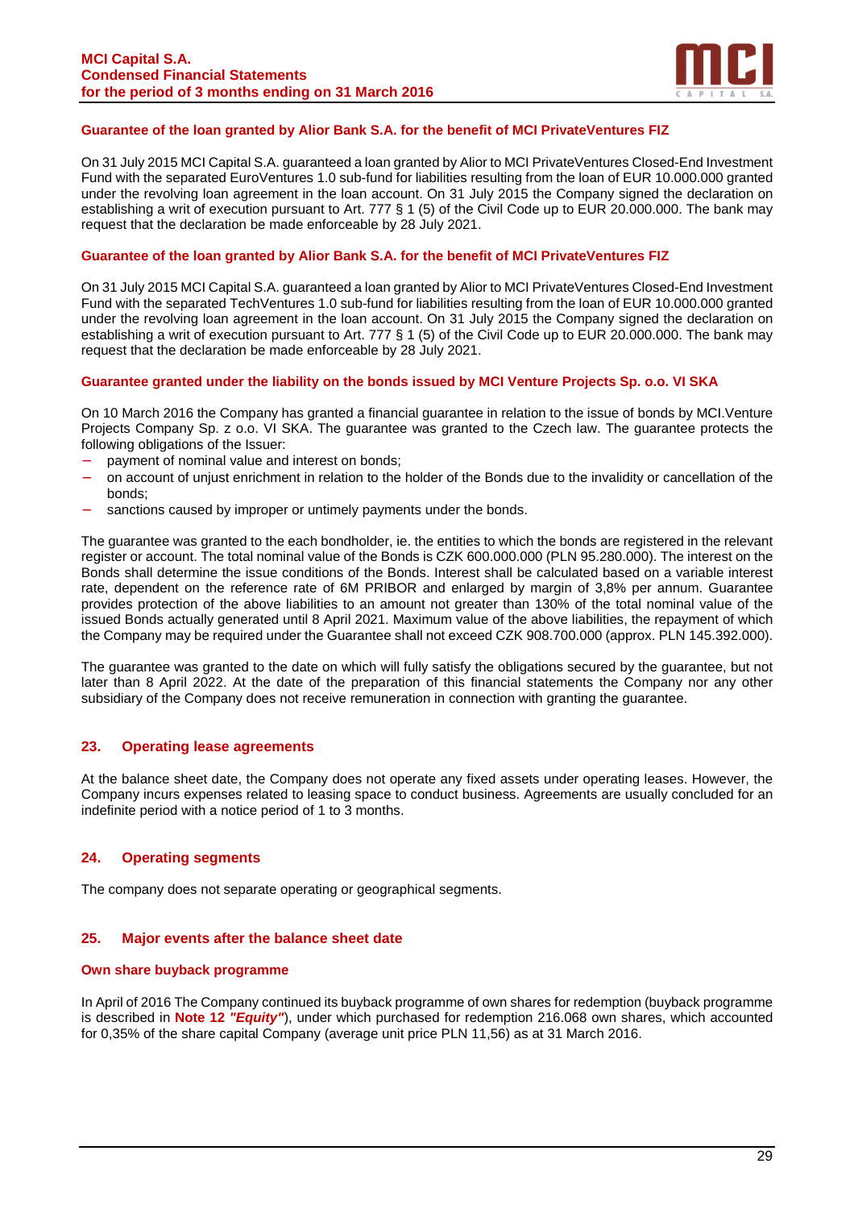### Guarantee of the loan granted by Alior Bank S.A. for the benefit of MCI PrivateVentures FIZ

On 31 July 2015 MCI Capital S.A. guaranteed a loan granted by Alior to MCI PrivateVentures Closed-End Investment Fund with the separated EuroVentures 1.0 sub-fund for liabilities resulting from the loan of EUR 10.000.000 granted under the revolving loan agreement in the loan account. On 31 July 2015 the Company signed the declaration on establishing a writ of execution pursuant to Art. 777 § 1 (5) of the Civil Code up to EUR 20.000.000. The bank may request that the declaration be made enforceable by 28 July 2021.

### Guarantee of the loan granted by Alior Bank S.A. for the benefit of MCI PrivateVentures FIZ

On 31 July 2015 MCI Capital S.A. guaranteed a loan granted by Alior to MCI PrivateVentures Closed-End Investment Fund with the separated TechVentures 1.0 sub-fund for liabilities resulting from the loan of EUR 10.000.000 granted under the revolving loan agreement in the loan account. On 31 July 2015 the Company signed the declaration on establishing a writ of execution pursuant to Art. 777 § 1 (5) of the Civil Code up to EUR 20.000.000. The bank may request that the declaration be made enforceable by 28 July 2021.

### Guarantee granted under the liability on the bonds issued by MCI Venture Projects Sp. o.o. VI SKA

On 10 March 2016 the Company has granted a financial guarantee in relation to the issue of bonds by MCI.Venture Projects Company Sp. z o.o. VI SKA. The guarantee was granted to the Czech law. The guarantee protects the following obligations of the Issuer:

- payment of nominal value and interest on bonds;
- on account of unjust enrichment in relation to the holder of the Bonds due to the invalidity or cancellation of the bonds;
- sanctions caused by improper or untimely payments under the bonds.

The guarantee was granted to the each bondholder, ie. the entities to which the bonds are registered in the relevant register or account. The total nominal value of the Bonds is CZK 600.000.000 (PLN 95.280.000). The interest on the Bonds shall determine the issue conditions of the Bonds. Interest shall be calculated based on a variable interest rate, dependent on the reference rate of 6M PRIBOR and enlarged by margin of 3,8% per annum. Guarantee provides protection of the above liabilities to an amount not greater than 130% of the total nominal value of the issued Bonds actually generated until 8 April 2021. Maximum value of the above liabilities, the repayment of which the Company may be required under the Guarantee shall not exceed CZK 908.700.000 (approx. PLN 145.392.000).

The guarantee was granted to the date on which will fully satisfy the obligations secured by the guarantee, but not later than 8 April 2022. At the date of the preparation of this financial statements the Company nor any other subsidiary of the Company does not receive remuneration in connection with granting the guarantee.

## 23. Operating lease agreements

At the balance sheet date, the Company does not operate any fixed assets under operating leases. However, the Company incurs expenses related to leasing space to conduct business. Agreements are usually concluded for an indefinite period with a notice period of 1 to 3 months.

## 24. Operating segments

The company does not separate operating or geographical segments.

## 25. Major events after the balance sheet date

### Own share buyback programme

In April of 2016 The Company continued its buyback programme of own shares for redemption (buyback programme is described in **Note 12 *"Equity"***), under which purchased for redemption 216.068 own shares, which accounted for 0,35% of the share capital Company (average unit price PLN 11,56) as at 31 March 2016.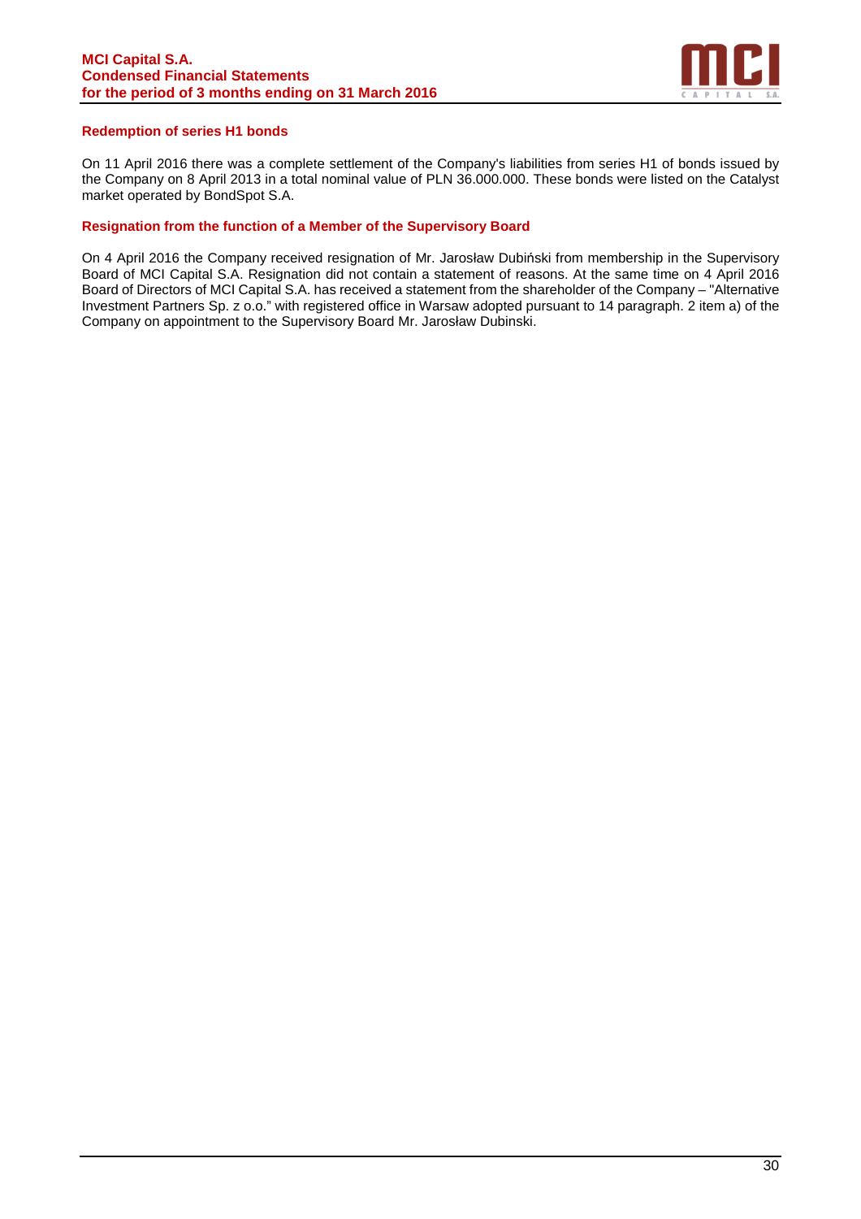### Redemption of series H1 bonds

On 11 April 2016 there was a complete settlement of the Company's liabilities from series H1 of bonds issued by the Company on 8 April 2013 in a total nominal value of PLN 36.000.000. These bonds were listed on the Catalyst market operated by BondSpot S.A.

### Resignation from the function of a Member of the Supervisory Board

On 4 April 2016 the Company received resignation of Mr. Jarosław Dubiński from membership in the Supervisory Board of MCI Capital S.A. Resignation did not contain a statement of reasons. At the same time on 4 April 2016 Board of Directors of MCI Capital S.A. has received a statement from the shareholder of the Company – "Alternative Investment Partners Sp. z o.o." with registered office in Warsaw adopted pursuant to 14 paragraph. 2 item a) of the Company on appointment to the Supervisory Board Mr. Jarosław Dubinski.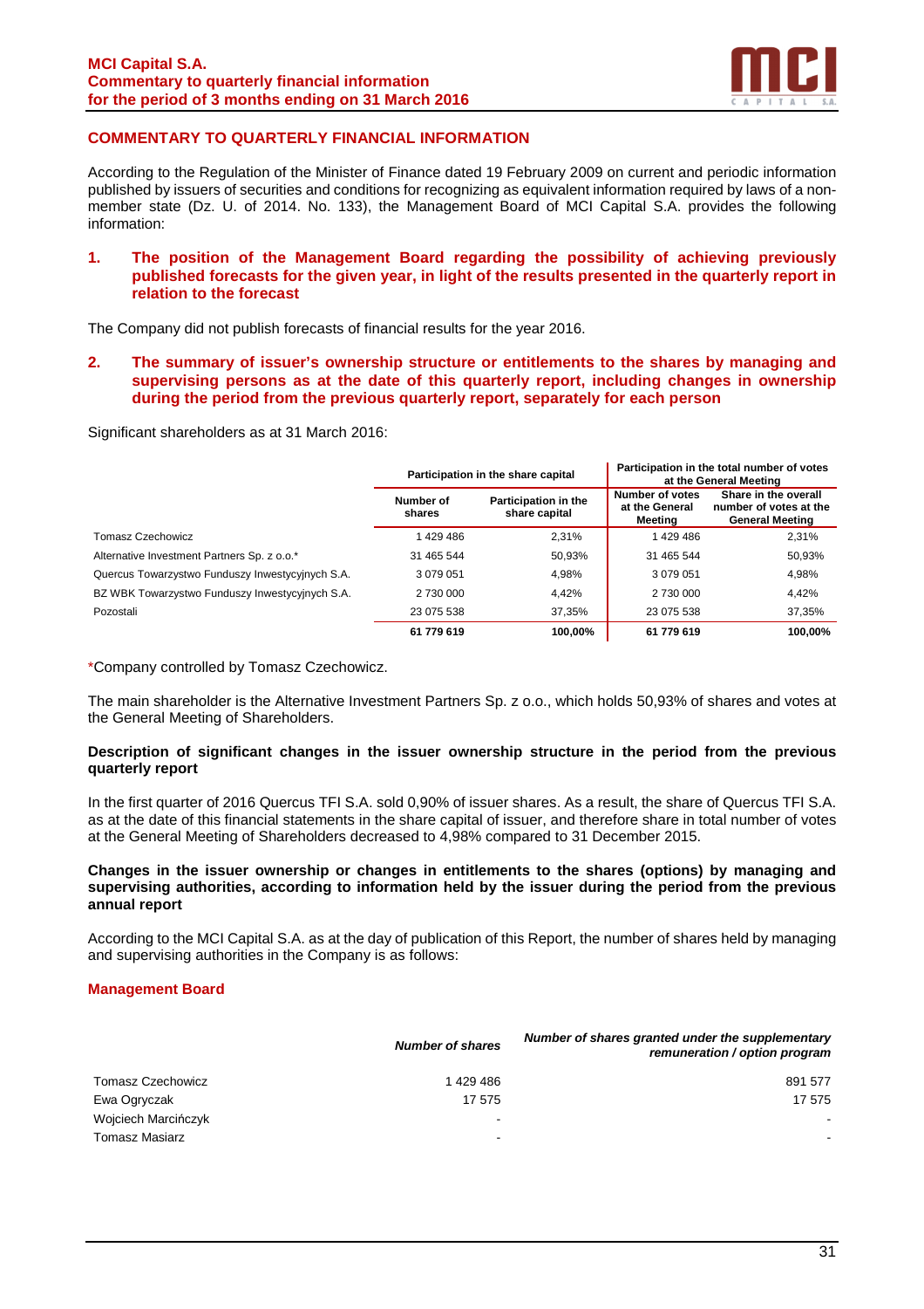## COMMENTARY TO QUARTERLY FINANCIAL INFORMATION

According to the Regulation of the Minister of Finance dated 19 February 2009 on current and periodic information published by issuers of securities and conditions for recognizing as equivalent information required by laws of a non-member state (Dz. U. of 2014. No. 133), the Management Board of MCI Capital S.A. provides the following information:

### 1. The position of the Management Board regarding the possibility of achieving previously published forecasts for the given year, in light of the results presented in the quarterly report in relation to the forecast

The Company did not publish forecasts of financial results for the year 2016.

### 2. The summary of issuer's ownership structure or entitlements to the shares by managing and supervising persons as at the date of this quarterly report, including changes in ownership during the period from the previous quarterly report, separately for each person

Significant shareholders as at 31 March 2016:

| | Participation in the share capital | | Participation in the total number of votes at the General Meeting | |
|---|---|---|---|---|
| | Number of shares | Participation in the share capital | Number of votes at the General Meeting | Share in the overall number of votes at the General Meeting |
| Tomasz Czechowicz | 1 429 486 | 2,31% | 1 429 486 | 2,31% |
| Alternative Investment Partners Sp. z o.o.* | 31 465 544 | 50,93% | 31 465 544 | 50,93% |
| Quercus Towarzystwo Funduszy Inwestycyjnych S.A. | 3 079 051 | 4,98% | 3 079 051 | 4,98% |
| BZ WBK Towarzystwo Funduszy Inwestycyjnych S.A. | 2 730 000 | 4,42% | 2 730 000 | 4,42% |
| Pozostali | 23 075 538 | 37,35% | 23 075 538 | 37,35% |
| | **61 779 619** | **100,00%** | **61 779 619** | **100,00%** |

*Company controlled by Tomasz Czechowicz.

The main shareholder is the Alternative Investment Partners Sp. z o.o., which holds 50,93% of shares and votes at the General Meeting of Shareholders.

**Description of significant changes in the issuer ownership structure in the period from the previous quarterly report**

In the first quarter of 2016 Quercus TFI S.A. sold 0,90% of issuer shares. As a result, the share of Quercus TFI S.A. as at the date of this financial statements in the share capital of issuer, and therefore share in total number of votes at the General Meeting of Shareholders decreased to 4,98% compared to 31 December 2015.

**Changes in the issuer ownership or changes in entitlements to the shares (options) by managing and supervising authorities, according to information held by the issuer during the period from the previous annual report**

According to the MCI Capital S.A. as at the day of publication of this Report, the number of shares held by managing and supervising authorities in the Company is as follows:

#### Management Board

| | *Number of shares* | *Number of shares granted under the supplementary remuneration / option program* |
|---|---|---|
| Tomasz Czechowicz | 1 429 486 | 891 577 |
| Ewa Ogryczak | 17 575 | 17 575 |
| Wojciech Marcińczyk | - | - |
| Tomasz Masiarz | - | - |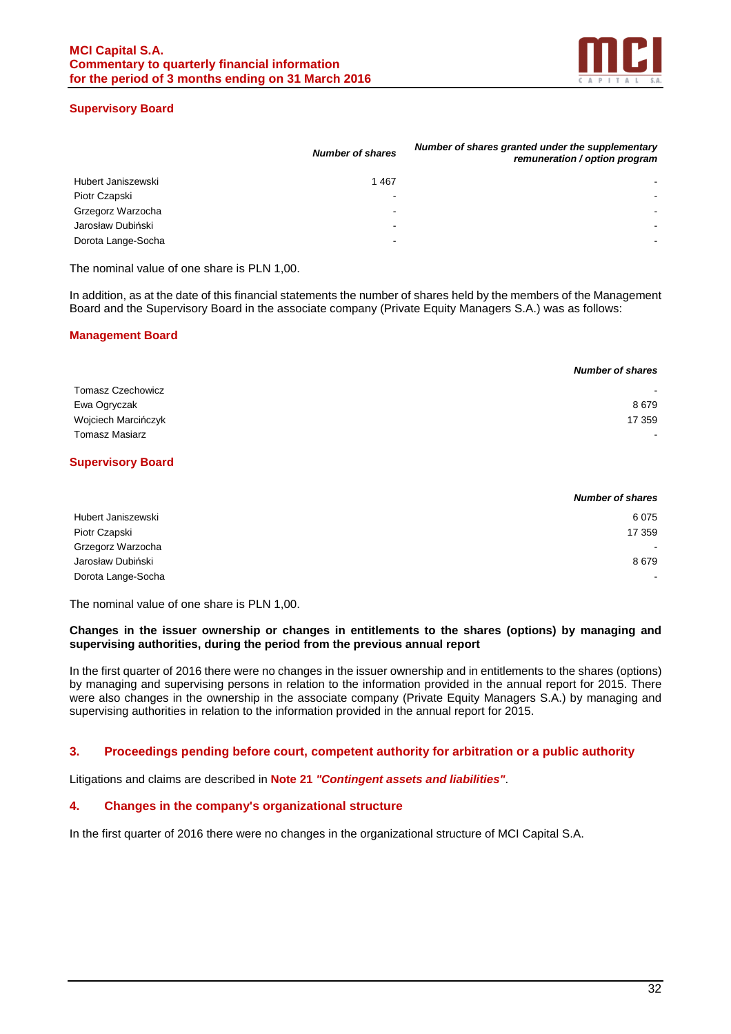### Supervisory Board

| | *Number of shares* | *Number of shares granted under the supplementary remuneration / option program* |
|---|---|---|
| Hubert Janiszewski | 1 467 | - |
| Piotr Czapski | - | - |
| Grzegorz Warzocha | - | - |
| Jarosław Dubiński | - | - |
| Dorota Lange-Socha | - | - |

The nominal value of one share is PLN 1,00.

In addition, as at the date of this financial statements the number of shares held by the members of the Management Board and the Supervisory Board in the associate company (Private Equity Managers S.A.) was as follows:

### Management Board

| | *Number of shares* |
|---|---|
| Tomasz Czechowicz | - |
| Ewa Ogryczak | 8 679 |
| Wojciech Marcińczyk | 17 359 |
| Tomasz Masiarz | - |

### Supervisory Board

| | *Number of shares* |
|---|---|
| Hubert Janiszewski | 6 075 |
| Piotr Czapski | 17 359 |
| Grzegorz Warzocha | - |
| Jarosław Dubiński | 8 679 |
| Dorota Lange-Socha | - |

The nominal value of one share is PLN 1,00.

**Changes in the issuer ownership or changes in entitlements to the shares (options) by managing and supervising authorities, during the period from the previous annual report**

In the first quarter of 2016 there were no changes in the issuer ownership and in entitlements to the shares (options) by managing and supervising persons in relation to the information provided in the annual report for 2015. There were also changes in the ownership in the associate company (Private Equity Managers S.A.) by managing and supervising authorities in relation to the information provided in the annual report for 2015.

## 3. Proceedings pending before court, competent authority for arbitration or a public authority

Litigations and claims are described in **Note 21 *"Contingent assets and liabilities"***.

## 4. Changes in the company's organizational structure

In the first quarter of 2016 there were no changes in the organizational structure of MCI Capital S.A.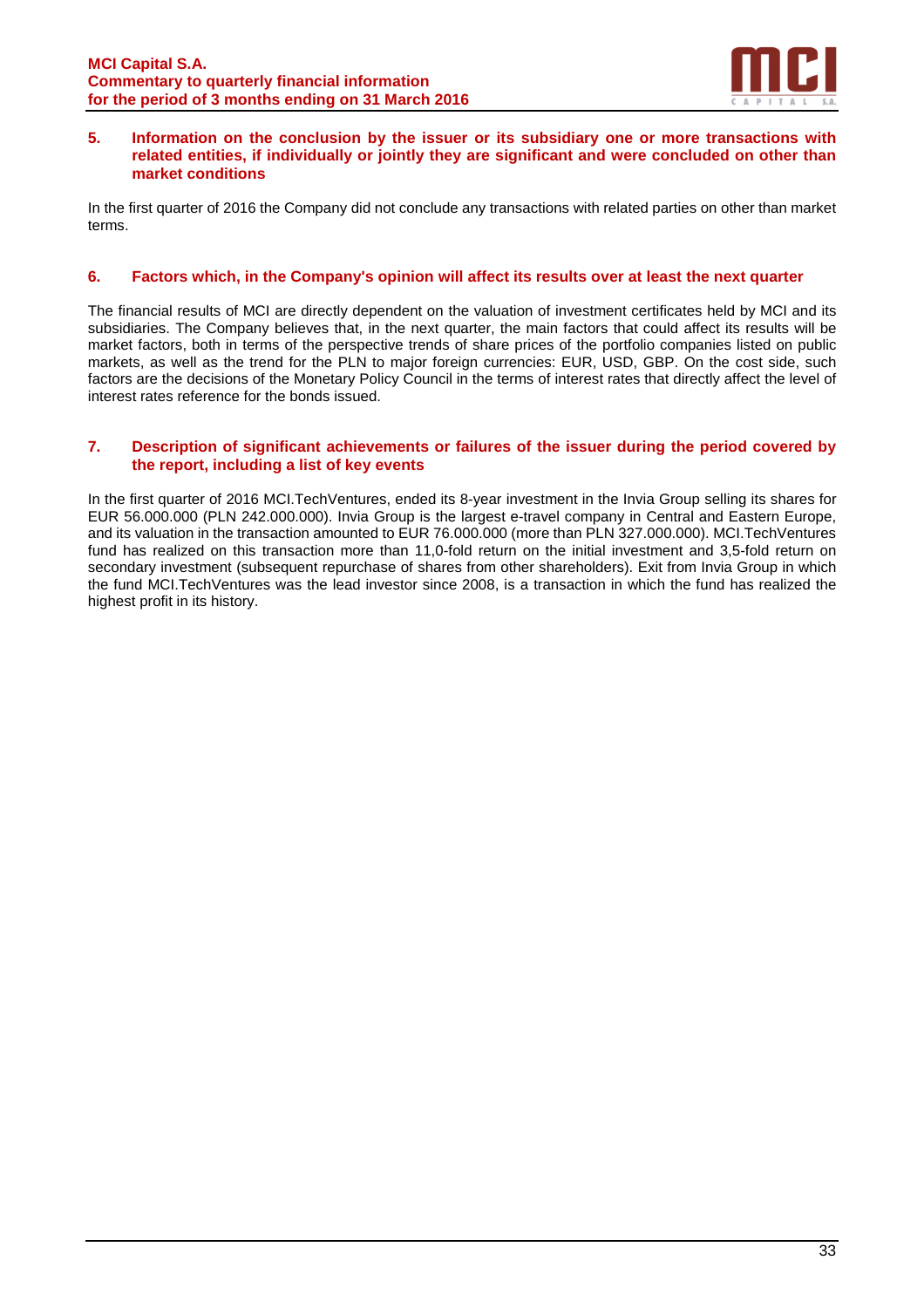## 5. Information on the conclusion by the issuer or its subsidiary one or more transactions with related entities, if individually or jointly they are significant and were concluded on other than market conditions

In the first quarter of 2016 the Company did not conclude any transactions with related parties on other than market terms.

## 6. Factors which, in the Company's opinion will affect its results over at least the next quarter

The financial results of MCI are directly dependent on the valuation of investment certificates held by MCI and its subsidiaries. The Company believes that, in the next quarter, the main factors that could affect its results will be market factors, both in terms of the perspective trends of share prices of the portfolio companies listed on public markets, as well as the trend for the PLN to major foreign currencies: EUR, USD, GBP. On the cost side, such factors are the decisions of the Monetary Policy Council in the terms of interest rates that directly affect the level of interest rates reference for the bonds issued.

## 7. Description of significant achievements or failures of the issuer during the period covered by the report, including a list of key events

In the first quarter of 2016 MCI.TechVentures, ended its 8-year investment in the Invia Group selling its shares for EUR 56.000.000 (PLN 242.000.000). Invia Group is the largest e-travel company in Central and Eastern Europe, and its valuation in the transaction amounted to EUR 76.000.000 (more than PLN 327.000.000). MCI.TechVentures fund has realized on this transaction more than 11,0-fold return on the initial investment and 3,5-fold return on secondary investment (subsequent repurchase of shares from other shareholders). Exit from Invia Group in which the fund MCI.TechVentures was the lead investor since 2008, is a transaction in which the fund has realized the highest profit in its history.